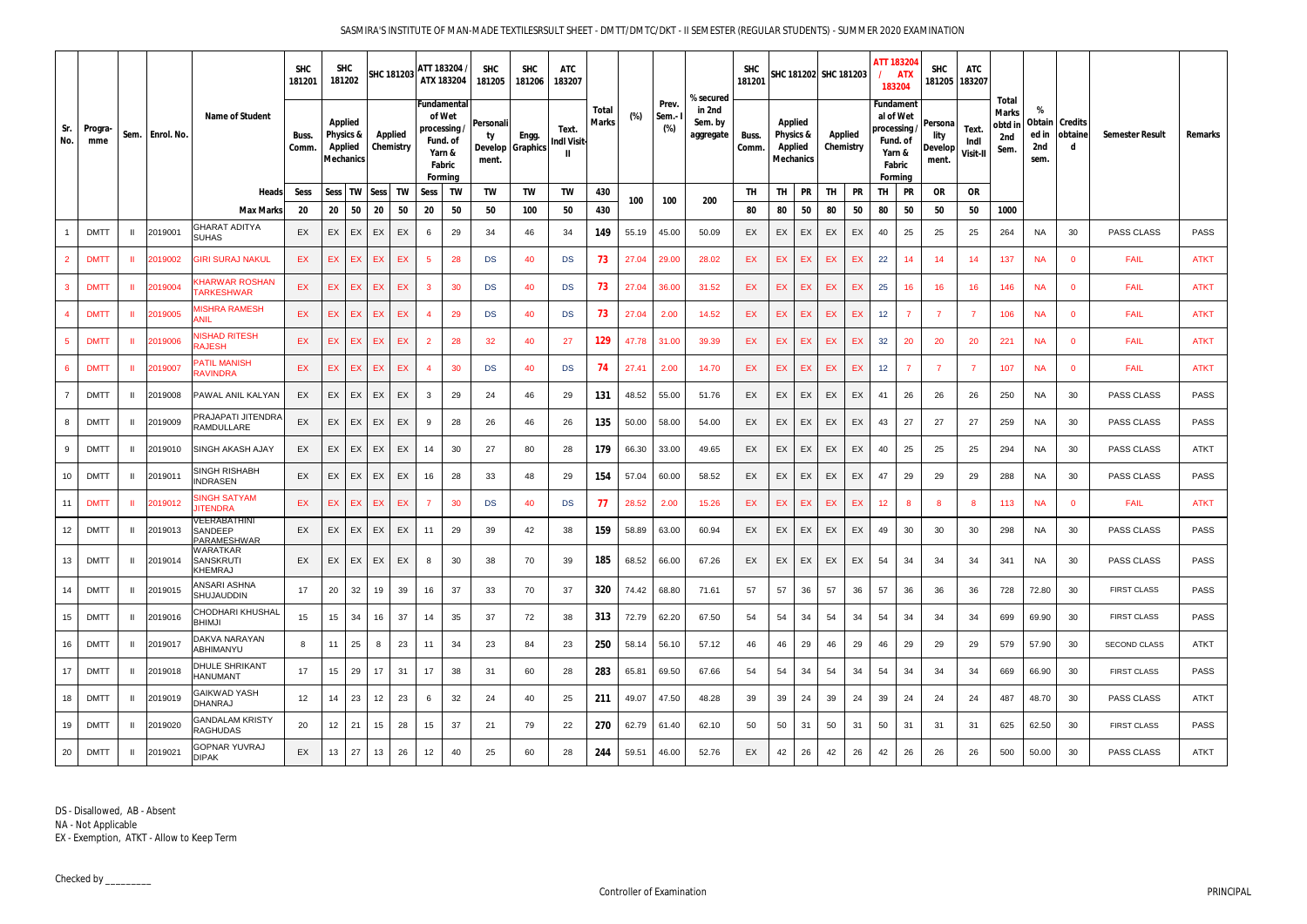SASMIRA'S INSTITUTE OF MAN-MADE TEXTILESRSULT SHEET - DMTT/DMTC/DKT - II SEMESTER (REGULAR STUDENTS) - SUMMER 2020 EXAMINATION

| Sr. No. | Progra-mme | Sem. | Enrol. No. | Name of Student | SHC 181201 Buss. Comm. | SHC 181202 Applied Physics & Applied Mechanics | | SHC 181203 Applied Chemistry | | ATT 183204 / ATX 183204 Fundamental of Wet processing / Fund. of Yarn & Fabric Forming | | SHC 181205 Personality Development. | SHC 181206 Engg. Graphics | ATC 183207 Text. Indl Visit-II | Total Marks | (%) | Prev. Sem.-I (%) | % secured in 2nd Sem. by aggregate | SHC 181201 Buss. Comm. | SHC 181202 Applied Physics & Applied Mechanics | | SHC 181203 Applied Chemistry | | ATT 183204 / ATX 183204 Fundamental of Wet processing / Fund. of Yarn & Fabric Forming | | SHC 181205 Personality Development. | ATC 183207 Text. Indl Visit-II | Total Marks obtd in 2nd Sem. | % Obtained in 2nd sem. | Credits obtained | Semester Result | Remarks |
|---|---|---|---|---|---|---|---|---|---|---|---|---|---|---|---|---|---|---|---|---|---|---|---|---|---|---|---|---|---|---|---|---|
| | | | | Heads | Sess | Sess | TW | Sess | TW | Sess | TW | TW | TW | TW | 430 | 100 | 100 | 200 | TH | TH | PR | TH | PR | TH | PR | OR | OR | | | | | |
| | | | | Max Marks | 20 | 20 | 50 | 20 | 50 | 20 | 50 | 50 | 100 | 50 | 430 | | | | 80 | 80 | 50 | 80 | 50 | 80 | 50 | 50 | 50 | 1000 | | | | |
| 1 | DMTT | II | 2019001 | GHARAT ADITYA SUHAS | EX | EX | EX | EX | EX | 6 | 29 | 34 | 46 | 34 | 149 | 55.19 | 45.00 | 50.09 | EX | EX | EX | EX | EX | 40 | 25 | 25 | 25 | 264 | NA | 30 | PASS CLASS | PASS |
| 2 | DMTT | II | 2019002 | GIRI SURAJ NAKUL | EX | EX | EX | EX | EX | 5 | 28 | DS | 40 | DS | 73 | 27.04 | 29.00 | 28.02 | EX | EX | EX | EX | EX | 22 | 14 | 14 | 14 | 137 | NA | 0 | FAIL | ATKT |
| 3 | DMTT | II | 2019004 | KHARWAR ROSHAN TARKESHWAR | EX | EX | EX | EX | EX | 3 | 30 | DS | 40 | DS | 73 | 27.04 | 36.00 | 31.52 | EX | EX | EX | EX | EX | 25 | 16 | 16 | 16 | 146 | NA | 0 | FAIL | ATKT |
| 4 | DMTT | II | 2019005 | MISHRA RAMESH ANIL | EX | EX | EX | EX | EX | 4 | 29 | DS | 40 | DS | 73 | 27.04 | 2.00 | 14.52 | EX | EX | EX | EX | EX | 12 | 7 | 7 | 7 | 106 | NA | 0 | FAIL | ATKT |
| 5 | DMTT | II | 2019006 | NISHAD RITESH RAJESH | EX | EX | EX | EX | EX | 2 | 28 | 32 | 40 | 27 | 129 | 47.78 | 31.00 | 39.39 | EX | EX | EX | EX | EX | 32 | 20 | 20 | 20 | 221 | NA | 0 | FAIL | ATKT |
| 6 | DMTT | II | 2019007 | PATIL MANISH RAVINDRA | EX | EX | EX | EX | EX | 4 | 30 | DS | 40 | DS | 74 | 27.41 | 2.00 | 14.70 | EX | EX | EX | EX | EX | 12 | 7 | 7 | 7 | 107 | NA | 0 | FAIL | ATKT |
| 7 | DMTT | II | 2019008 | PAWAL ANIL KALYAN | EX | EX | EX | EX | EX | 3 | 29 | 24 | 46 | 29 | 131 | 48.52 | 55.00 | 51.76 | EX | EX | EX | EX | EX | 41 | 26 | 26 | 26 | 250 | NA | 30 | PASS CLASS | PASS |
| 8 | DMTT | II | 2019009 | PRAJAPATI JITENDRA RAMDULLARE | EX | EX | EX | EX | EX | 9 | 28 | 26 | 46 | 26 | 135 | 50.00 | 58.00 | 54.00 | EX | EX | EX | EX | EX | 43 | 27 | 27 | 27 | 259 | NA | 30 | PASS CLASS | PASS |
| 9 | DMTT | II | 2019010 | SINGH AKASH AJAY | EX | EX | EX | EX | EX | 14 | 30 | 27 | 80 | 28 | 179 | 66.30 | 33.00 | 49.65 | EX | EX | EX | EX | EX | 40 | 25 | 25 | 25 | 294 | NA | 30 | PASS CLASS | ATKT |
| 10 | DMTT | II | 2019011 | SINGH RISHABH INDRASEN | EX | EX | EX | EX | EX | 16 | 28 | 33 | 48 | 29 | 154 | 57.04 | 60.00 | 58.52 | EX | EX | EX | EX | EX | 47 | 29 | 29 | 29 | 288 | NA | 30 | PASS CLASS | PASS |
| 11 | DMTT | II | 2019012 | SINGH SATYAM JITENDRA | EX | EX | EX | EX | EX | 7 | 30 | DS | 40 | DS | 77 | 28.52 | 2.00 | 15.26 | EX | EX | EX | EX | EX | 12 | 8 | 8 | 8 | 113 | NA | 0 | FAIL | ATKT |
| 12 | DMTT | II | 2019013 | VEERABATHINI SANDEEP PARAMESHWAR | EX | EX | EX | EX | EX | 11 | 29 | 39 | 42 | 38 | 159 | 58.89 | 63.00 | 60.94 | EX | EX | EX | EX | EX | 49 | 30 | 30 | 30 | 298 | NA | 30 | PASS CLASS | PASS |
| 13 | DMTT | II | 2019014 | WARATKAR SANSKRUTI KHEMRAJ | EX | EX | EX | EX | EX | 8 | 30 | 38 | 70 | 39 | 185 | 68.52 | 66.00 | 67.26 | EX | EX | EX | EX | EX | 54 | 34 | 34 | 34 | 341 | NA | 30 | PASS CLASS | PASS |
| 14 | DMTT | II | 2019015 | ANSARI ASHNA SHUJAUDDIN | 17 | 20 | 32 | 19 | 39 | 16 | 37 | 33 | 70 | 37 | 320 | 74.42 | 68.80 | 71.61 | 57 | 57 | 36 | 57 | 36 | 57 | 36 | 36 | 36 | 728 | 72.80 | 30 | FIRST CLASS | PASS |
| 15 | DMTT | II | 2019016 | CHODHARI KHUSHAL BHIMJI | 15 | 15 | 34 | 16 | 37 | 14 | 35 | 37 | 72 | 38 | 313 | 72.79 | 62.20 | 67.50 | 54 | 54 | 34 | 54 | 34 | 54 | 34 | 34 | 34 | 699 | 69.90 | 30 | FIRST CLASS | PASS |
| 16 | DMTT | II | 2019017 | DAKVA NARAYAN ABHIMANYU | 8 | 11 | 25 | 8 | 23 | 11 | 34 | 23 | 84 | 23 | 250 | 58.14 | 56.10 | 57.12 | 46 | 46 | 29 | 46 | 29 | 46 | 29 | 29 | 29 | 579 | 57.90 | 30 | SECOND CLASS | ATKT |
| 17 | DMTT | II | 2019018 | DHULE SHRIKANT HANUMANT | 17 | 15 | 29 | 17 | 31 | 17 | 38 | 31 | 60 | 28 | 283 | 65.81 | 69.50 | 67.66 | 54 | 54 | 34 | 54 | 34 | 54 | 34 | 34 | 34 | 669 | 66.90 | 30 | FIRST CLASS | PASS |
| 18 | DMTT | II | 2019019 | GAIKWAD YASH DHANRAJ | 12 | 14 | 23 | 12 | 23 | 6 | 32 | 24 | 40 | 25 | 211 | 49.07 | 47.50 | 48.28 | 39 | 39 | 24 | 39 | 24 | 39 | 24 | 24 | 24 | 487 | 48.70 | 30 | PASS CLASS | ATKT |
| 19 | DMTT | II | 2019020 | GANDALAM KRISTY RAGHUDAS | 20 | 12 | 21 | 15 | 28 | 15 | 37 | 21 | 79 | 22 | 270 | 62.79 | 61.40 | 62.10 | 50 | 50 | 31 | 50 | 31 | 50 | 31 | 31 | 31 | 625 | 62.50 | 30 | FIRST CLASS | PASS |
| 20 | DMTT | II | 2019021 | GOPNAR YUVRAJ DIPAK | EX | 13 | 27 | 13 | 26 | 12 | 40 | 25 | 60 | 28 | 244 | 59.51 | 46.00 | 52.76 | EX | 42 | 26 | 42 | 26 | 42 | 26 | 26 | 26 | 500 | 50.00 | 30 | PASS CLASS | ATKT |

DS - Disallowed, AB - Absent
NA - Not Applicable
EX - Exemption, ATKT - Allow to Keep Term

Checked by _________

Controller of Examination

PRINCIPAL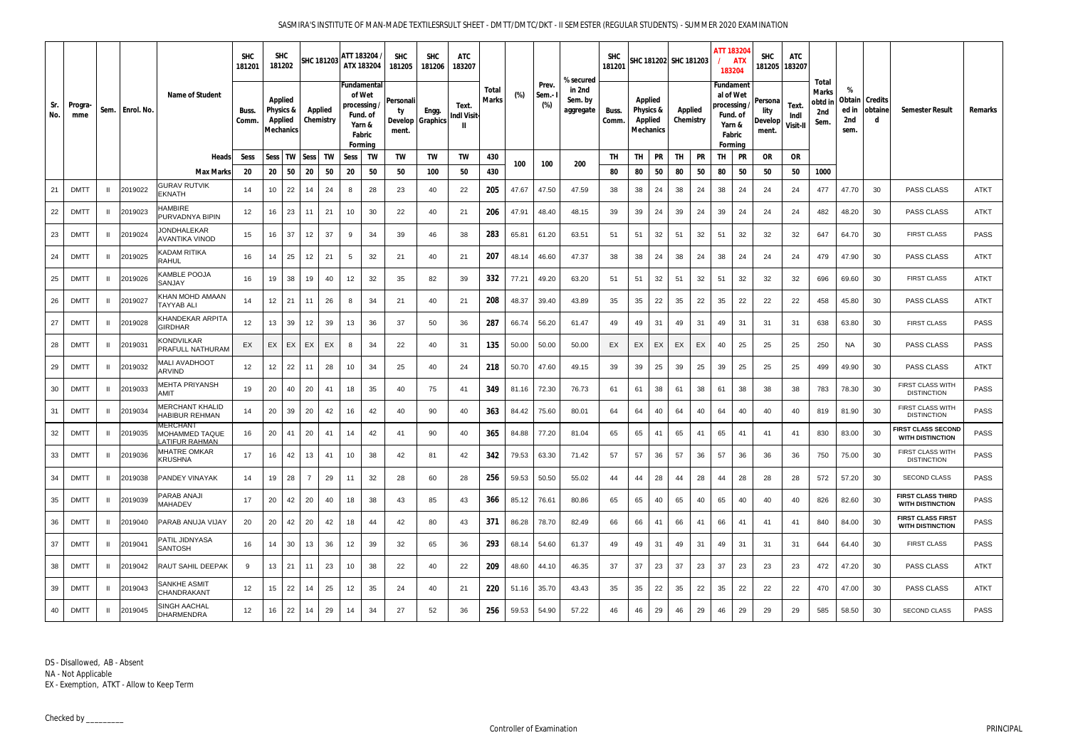SASMIRA'S INSTITUTE OF MAN-MADE TEXTILESRSULT SHEET - DMTT/DMTC/DKT - II SEMESTER (REGULAR STUDENTS) - SUMMER 2020 EXAMINATION

| Sr. No. | Progra-mme | Sem. | Enrol. No. | Name of Student | SHC 181201 Buss. Comm. | SHC 181202 Applied Physics & Applied Mechanics | | SHC 181203 Applied Chemistry | | ATT 183204 / ATX 183204 Fundamental of Wet processing / Fund. of Yarn & Fabric Forming | | SHC 181205 Personality Development. | SHC 181206 Engg. Graphics | ATC 183207 Text. Indl Visit-II | Total Marks | (%) | Prev. Sem.-I (%) | % secured in 2nd Sem. by aggregate | SHC 181201 Buss. Comm. | SHC 181202 Applied Physics & Applied Mechanics | | SHC 181203 Applied Chemistry | | ATT 183204 / ATX 183204 Fundamental of Wet processing / Fund. of Yarn & Fabric Forming | | SHC 181205 Personality Development. | ATC 183207 Text. Indl Visit-II | Total Marks obtd in 2nd Sem. | % Obtained in 2nd sem. | Credits obtained | Semester Result | Remarks |
|---|---|---|---|---|---|---|---|---|---|---|---|---|---|---|---|---|---|---|---|---|---|---|---|---|---|---|---|---|---|---|---|---|---|
| | | | | Heads | Sess | Sess | TW | Sess | TW | Sess | TW | TW | TW | TW | 430 | 100 | 100 | 200 | TH | TH | PR | TH | PR | TH | PR | OR | OR | | | | | |
| | | | | Max Marks | 20 | 20 | 50 | 20 | 50 | 20 | 50 | 50 | 100 | 50 | 430 | | | | 80 | 80 | 50 | 80 | 50 | 80 | 50 | 50 | 50 | 1000 | | | | |
| 21 | DMTT | II | 2019022 | GURAV RUTVIK EKNATH | 14 | 10 | 22 | 14 | 24 | 8 | 28 | 23 | 40 | 22 | 205 | 47.67 | 47.50 | 47.59 | 38 | 38 | 24 | 38 | 24 | 38 | 24 | 24 | 24 | 477 | 47.70 | 30 | PASS CLASS | ATKT |
| 22 | DMTT | II | 2019023 | HAMBIRE PURVADNYA BIPIN | 12 | 16 | 23 | 11 | 21 | 10 | 30 | 22 | 40 | 21 | 206 | 47.91 | 48.40 | 48.15 | 39 | 39 | 24 | 39 | 24 | 39 | 24 | 24 | 24 | 482 | 48.20 | 30 | PASS CLASS | ATKT |
| 23 | DMTT | II | 2019024 | JONDHALEKAR AVANTIKA VINOD | 15 | 16 | 37 | 12 | 37 | 9 | 34 | 39 | 46 | 38 | 283 | 65.81 | 61.20 | 63.51 | 51 | 51 | 32 | 51 | 32 | 51 | 32 | 32 | 32 | 647 | 64.70 | 30 | FIRST CLASS | PASS |
| 24 | DMTT | II | 2019025 | KADAM RITIKA RAHUL | 16 | 14 | 25 | 12 | 21 | 5 | 32 | 21 | 40 | 21 | 207 | 48.14 | 46.60 | 47.37 | 38 | 38 | 24 | 38 | 24 | 38 | 24 | 24 | 24 | 479 | 47.90 | 30 | PASS CLASS | ATKT |
| 25 | DMTT | II | 2019026 | KAMBLE POOJA SANJAY | 16 | 19 | 38 | 19 | 40 | 12 | 32 | 35 | 82 | 39 | 332 | 77.21 | 49.20 | 63.20 | 51 | 51 | 32 | 51 | 32 | 51 | 32 | 32 | 32 | 696 | 69.60 | 30 | FIRST CLASS | ATKT |
| 26 | DMTT | II | 2019027 | KHAN MOHD AMAAN TAYYAB ALI | 14 | 12 | 21 | 11 | 26 | 8 | 34 | 21 | 40 | 21 | 208 | 48.37 | 39.40 | 43.89 | 35 | 35 | 22 | 35 | 22 | 35 | 22 | 22 | 22 | 458 | 45.80 | 30 | PASS CLASS | ATKT |
| 27 | DMTT | II | 2019028 | KHANDEKAR ARPITA GIRDHAR | 12 | 13 | 39 | 12 | 39 | 13 | 36 | 37 | 50 | 36 | 287 | 66.74 | 56.20 | 61.47 | 49 | 49 | 31 | 49 | 31 | 49 | 31 | 31 | 31 | 638 | 63.80 | 30 | FIRST CLASS | PASS |
| 28 | DMTT | II | 2019031 | KONDVILKAR PRAFULL NATHURAM | EX | EX | EX | EX | EX | 8 | 34 | 22 | 40 | 31 | 135 | 50.00 | 50.00 | 50.00 | EX | EX | EX | EX | EX | 40 | 25 | 25 | 25 | 250 | NA | 30 | PASS CLASS | PASS |
| 29 | DMTT | II | 2019032 | MALI AVADHOOT ARVIND | 12 | 12 | 22 | 11 | 28 | 10 | 34 | 25 | 40 | 24 | 218 | 50.70 | 47.60 | 49.15 | 39 | 39 | 25 | 39 | 25 | 39 | 25 | 25 | 25 | 499 | 49.90 | 30 | PASS CLASS | ATKT |
| 30 | DMTT | II | 2019033 | MEHTA PRIYANSH AMIT | 19 | 20 | 40 | 20 | 41 | 18 | 35 | 40 | 75 | 41 | 349 | 81.16 | 72.30 | 76.73 | 61 | 61 | 38 | 61 | 38 | 61 | 38 | 38 | 38 | 783 | 78.30 | 30 | FIRST CLASS WITH DISTINCTION | PASS |
| 31 | DMTT | II | 2019034 | MERCHANT KHALID HABIBUR REHMAN | 14 | 20 | 39 | 20 | 42 | 16 | 42 | 40 | 90 | 40 | 363 | 84.42 | 75.60 | 80.01 | 64 | 64 | 40 | 64 | 40 | 64 | 40 | 40 | 40 | 819 | 81.90 | 30 | FIRST CLASS WITH DISTINCTION | PASS |
| 32 | DMTT | II | 2019035 | MERCHANT MOHAMMED TAQUE LATIFUR RAHMAN | 16 | 20 | 41 | 20 | 41 | 14 | 42 | 41 | 90 | 40 | 365 | 84.88 | 77.20 | 81.04 | 65 | 65 | 41 | 65 | 41 | 65 | 41 | 41 | 41 | 830 | 83.00 | 30 | **FIRST CLASS SECOND WITH DISTINCTION** | PASS |
| 33 | DMTT | II | 2019036 | MHATRE OMKAR KRUSHNA | 17 | 16 | 42 | 13 | 41 | 10 | 38 | 42 | 81 | 42 | 342 | 79.53 | 63.30 | 71.42 | 57 | 57 | 36 | 57 | 36 | 57 | 36 | 36 | 36 | 750 | 75.00 | 30 | FIRST CLASS WITH DISTINCTION | PASS |
| 34 | DMTT | II | 2019038 | PANDEY VINAYAK | 14 | 19 | 28 | 7 | 29 | 11 | 32 | 28 | 60 | 28 | 256 | 59.53 | 50.50 | 55.02 | 44 | 44 | 28 | 44 | 28 | 44 | 28 | 28 | 28 | 572 | 57.20 | 30 | SECOND CLASS | PASS |
| 35 | DMTT | II | 2019039 | PARAB ANAJI MAHADEV | 17 | 20 | 42 | 20 | 40 | 18 | 38 | 43 | 85 | 43 | 366 | 85.12 | 76.61 | 80.86 | 65 | 65 | 40 | 65 | 40 | 65 | 40 | 40 | 40 | 826 | 82.60 | 30 | **FIRST CLASS THIRD WITH DISTINCTION** | PASS |
| 36 | DMTT | II | 2019040 | PARAB ANUJA VIJAY | 20 | 20 | 42 | 20 | 42 | 18 | 44 | 42 | 80 | 43 | 371 | 86.28 | 78.70 | 82.49 | 66 | 66 | 41 | 66 | 41 | 66 | 41 | 41 | 41 | 840 | 84.00 | 30 | **FIRST CLASS FIRST WITH DISTINCTION** | PASS |
| 37 | DMTT | II | 2019041 | PATIL JIDNYASA SANTOSH | 16 | 14 | 30 | 13 | 36 | 12 | 39 | 32 | 65 | 36 | 293 | 68.14 | 54.60 | 61.37 | 49 | 49 | 31 | 49 | 31 | 49 | 31 | 31 | 31 | 644 | 64.40 | 30 | FIRST CLASS | PASS |
| 38 | DMTT | II | 2019042 | RAUT SAHIL DEEPAK | 9 | 13 | 21 | 11 | 23 | 10 | 38 | 22 | 40 | 22 | 209 | 48.60 | 44.10 | 46.35 | 37 | 37 | 23 | 37 | 23 | 37 | 23 | 23 | 23 | 472 | 47.20 | 30 | PASS CLASS | ATKT |
| 39 | DMTT | II | 2019043 | SANKHE ASMIT CHANDRAKANT | 12 | 15 | 22 | 14 | 25 | 12 | 35 | 24 | 40 | 21 | 220 | 51.16 | 35.70 | 43.43 | 35 | 35 | 22 | 35 | 22 | 35 | 22 | 22 | 22 | 470 | 47.00 | 30 | PASS CLASS | ATKT |
| 40 | DMTT | II | 2019045 | SINGH AACHAL DHARMENDRA | 12 | 16 | 22 | 14 | 29 | 14 | 34 | 27 | 52 | 36 | 256 | 59.53 | 54.90 | 57.22 | 46 | 46 | 29 | 46 | 29 | 46 | 29 | 29 | 29 | 585 | 58.50 | 30 | SECOND CLASS | PASS |

DS - Disallowed, AB - Absent
NA - Not Applicable
EX - Exemption, ATKT - Allow to Keep Term

Checked by _________

Controller of Examination

PRINCIPAL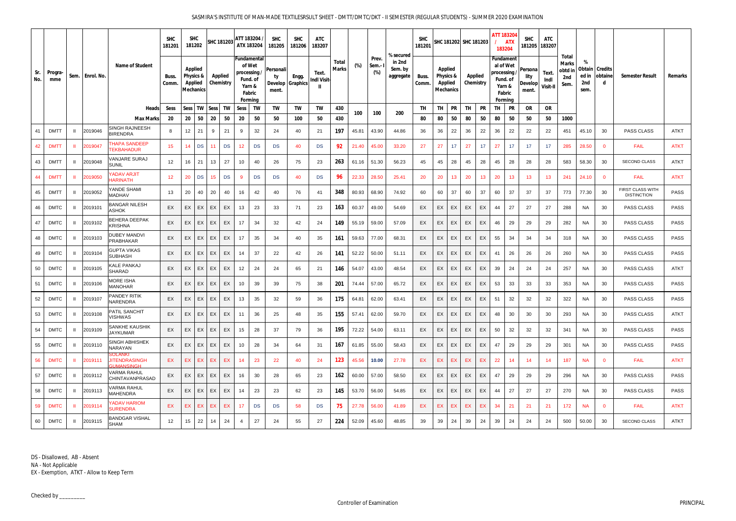SASMIRA'S INSTITUTE OF MAN-MADE TEXTILESRSULT SHEET - DMTT/DMTC/DKT - II SEMESTER (REGULAR STUDENTS) - SUMMER 2020 EXAMINATION

| Sr. No. | Progra-mme | Sem. | Enrol. No. | Name of Student | SHC 181201 Buss. Comm. | SHC 181202 Applied Physics & Applied Mechanics | | SHC 181203 Applied Chemistry | | ATT 183204 / ATX 183204 Fundamental of Wet processing / Fund. of Yarn & Fabric Forming | | SHC 181205 Personality Develop ment. | SHC 181206 Engg. Graphics | ATC 183207 Text. Indl Visit-II | Total Marks | (%) | Prev. Sem.- I (%) | % secured in 2nd Sem. by aggregate | SHC 181201 Buss. Comm. | SHC 181202 Applied Physics & Applied Mechanics | | SHC 181203 Applied Chemistry | | ATT 183204 / ATX 183204 Fundamental of Wet processing / Fund. of Yarn & Fabric Forming | | SHC 181205 Persona lity Develop ment. | ATC 183207 Text. Indl Visit-II | Total Marks obtd in 2nd Sem. | % Obtained in 2nd sem. | Credits obtained | Semester Result | Remarks |
|---|---|---|---|---|---|---|---|---|---|---|---|---|---|---|---|---|---|---|---|---|---|---|---|---|---|---|---|---|---|---|---|---|
| | | | | Heads | Sess | Sess | TW | Sess | TW | Sess | TW | TW | TW | TW | 430 | 100 | 100 | 200 | TH | TH | PR | TH | PR | TH | PR | OR | OR | | | | | |
| | | | | Max Marks | 20 | 20 | 50 | 20 | 50 | 20 | 50 | 50 | 100 | 50 | 430 | | | | 80 | 80 | 50 | 80 | 50 | 80 | 50 | 50 | 50 | 1000 | | | | |
| 41 | DMTT | II | 2019046 | SINGH RAJNEESH BIRENDRA | 8 | 12 | 21 | 9 | 21 | 9 | 32 | 24 | 40 | 21 | 197 | 45.81 | 43.90 | 44.86 | 36 | 36 | 22 | 36 | 22 | 36 | 22 | 22 | 22 | 451 | 45.10 | 30 | PASS CLASS | ATKT |
| 42 | DMTT | II | 2019047 | THAPA SANDEEP TEKBAHADUR | 15 | 14 | DS | 11 | DS | 12 | DS | DS | 40 | DS | 92 | 21.40 | 45.00 | 33.20 | 27 | 27 | 17 | 27 | 17 | 27 | 17 | 17 | 17 | 285 | 28.50 | 0 | FAIL | ATKT |
| 43 | DMTT | II | 2019048 | VANJARE SURAJ SUNIL | 12 | 16 | 21 | 13 | 27 | 10 | 40 | 26 | 75 | 23 | 263 | 61.16 | 51.30 | 56.23 | 45 | 45 | 28 | 45 | 28 | 45 | 28 | 28 | 28 | 583 | 58.30 | 30 | SECOND CLASS | ATKT |
| 44 | DMTT | II | 2019050 | YADAV ARJIT HARINATH | 12 | 20 | DS | 15 | DS | 9 | DS | DS | 40 | DS | 96 | 22.33 | 28.50 | 25.41 | 20 | 20 | 13 | 20 | 13 | 20 | 13 | 13 | 13 | 241 | 24.10 | 0 | FAIL | ATKT |
| 45 | DMTT | II | 2019052 | YANDE SHAMI MADHAV | 13 | 20 | 40 | 20 | 40 | 16 | 42 | 40 | 76 | 41 | 348 | 80.93 | 68.90 | 74.92 | 60 | 60 | 37 | 60 | 37 | 60 | 37 | 37 | 37 | 773 | 77.30 | 30 | FIRST CLASS WITH DISTINCTION | PASS |
| 46 | DMTC | II | 2019101 | BANGAR NILESH ASHOK | EX | EX | EX | EX | EX | 13 | 23 | 33 | 71 | 23 | 163 | 60.37 | 49.00 | 54.69 | EX | EX | EX | EX | EX | 44 | 27 | 27 | 27 | 288 | NA | 30 | PASS CLASS | PASS |
| 47 | DMTC | II | 2019102 | BEHERA DEEPAK KRISHNA | EX | EX | EX | EX | EX | 17 | 34 | 32 | 42 | 24 | 149 | 55.19 | 59.00 | 57.09 | EX | EX | EX | EX | EX | 46 | 29 | 29 | 29 | 282 | NA | 30 | PASS CLASS | PASS |
| 48 | DMTC | II | 2019103 | DUBEY MANDVI PRABHAKAR | EX | EX | EX | EX | EX | 17 | 35 | 34 | 40 | 35 | 161 | 59.63 | 77.00 | 68.31 | EX | EX | EX | EX | EX | 55 | 34 | 34 | 34 | 318 | NA | 30 | PASS CLASS | PASS |
| 49 | DMTC | II | 2019104 | GUPTA VIKAS SUBHASH | EX | EX | EX | EX | EX | 14 | 37 | 22 | 42 | 26 | 141 | 52.22 | 50.00 | 51.11 | EX | EX | EX | EX | EX | 41 | 26 | 26 | 26 | 260 | NA | 30 | PASS CLASS | PASS |
| 50 | DMTC | II | 2019105 | KALE PANKAJ SHARAD | EX | EX | EX | EX | EX | 12 | 24 | 24 | 65 | 21 | 146 | 54.07 | 43.00 | 48.54 | EX | EX | EX | EX | EX | 39 | 24 | 24 | 24 | 257 | NA | 30 | PASS CLASS | ATKT |
| 51 | DMTC | II | 2019106 | MORE ISHA MANOHAR | EX | EX | EX | EX | EX | 10 | 39 | 39 | 75 | 38 | 201 | 74.44 | 57.00 | 65.72 | EX | EX | EX | EX | EX | 53 | 33 | 33 | 33 | 353 | NA | 30 | PASS CLASS | PASS |
| 52 | DMTC | II | 2019107 | PANDEY RITIK NARENDRA | EX | EX | EX | EX | EX | 13 | 35 | 32 | 59 | 36 | 175 | 64.81 | 62.00 | 63.41 | EX | EX | EX | EX | EX | 51 | 32 | 32 | 32 | 322 | NA | 30 | PASS CLASS | PASS |
| 53 | DMTC | II | 2019108 | PATIL SANCHIT VISHWAS | EX | EX | EX | EX | EX | 11 | 36 | 25 | 48 | 35 | 155 | 57.41 | 62.00 | 59.70 | EX | EX | EX | EX | EX | 48 | 30 | 30 | 30 | 293 | NA | 30 | PASS CLASS | ATKT |
| 54 | DMTC | II | 2019109 | SANKHE KAUSHIK JAYKUMAR | EX | EX | EX | EX | EX | 15 | 28 | 37 | 79 | 36 | 195 | 72.22 | 54.00 | 63.11 | EX | EX | EX | EX | EX | 50 | 32 | 32 | 32 | 341 | NA | 30 | PASS CLASS | PASS |
| 55 | DMTC | II | 2019110 | SINGH ABHISHEK NARAYAN | EX | EX | EX | EX | EX | 10 | 28 | 34 | 64 | 31 | 167 | 61.85 | 55.00 | 58.43 | EX | EX | EX | EX | EX | 47 | 29 | 29 | 29 | 301 | NA | 30 | PASS CLASS | PASS |
| 56 | DMTC | II | 2019111 | SOLANKI JITENDRASINGH GUMANSINGH | EX | EX | EX | EX | EX | 14 | 23 | 22 | 40 | 24 | 123 | 45.56 | 10.00 | 27.78 | EX | EX | EX | EX | EX | 22 | 14 | 14 | 14 | 187 | NA | 0 | FAIL | ATKT |
| 57 | DMTC | II | 2019112 | VARMA RAHUL CHINTAVANPRASAD | EX | EX | EX | EX | EX | 16 | 30 | 28 | 65 | 23 | 162 | 60.00 | 57.00 | 58.50 | EX | EX | EX | EX | EX | 47 | 29 | 29 | 29 | 296 | NA | 30 | PASS CLASS | PASS |
| 58 | DMTC | II | 2019113 | VARMA RAHUL MAHENDRA | EX | EX | EX | EX | EX | 14 | 23 | 23 | 62 | 23 | 145 | 53.70 | 56.00 | 54.85 | EX | EX | EX | EX | EX | 44 | 27 | 27 | 27 | 270 | NA | 30 | PASS CLASS | PASS |
| 59 | DMTC | II | 2019114 | YADAV HARIOM SURENDRA | EX | EX | EX | EX | EX | 17 | DS | DS | 58 | DS | 75 | 27.78 | 56.00 | 41.89 | EX | EX | EX | EX | EX | 34 | 21 | 21 | 21 | 172 | NA | 0 | FAIL | ATKT |
| 60 | DMTC | II | 2019115 | BANDGAR VISHAL SHAM | 12 | 15 | 22 | 14 | 24 | 4 | 27 | 24 | 55 | 27 | 224 | 52.09 | 45.60 | 48.85 | 39 | 39 | 24 | 39 | 24 | 39 | 24 | 24 | 24 | 500 | 50.00 | 30 | SECOND CLASS | ATKT |

DS - Disallowed, AB - Absent
NA - Not Applicable
EX - Exemption, ATKT - Allow to Keep Term

Checked by _________

Controller of Examination

PRINCIPAL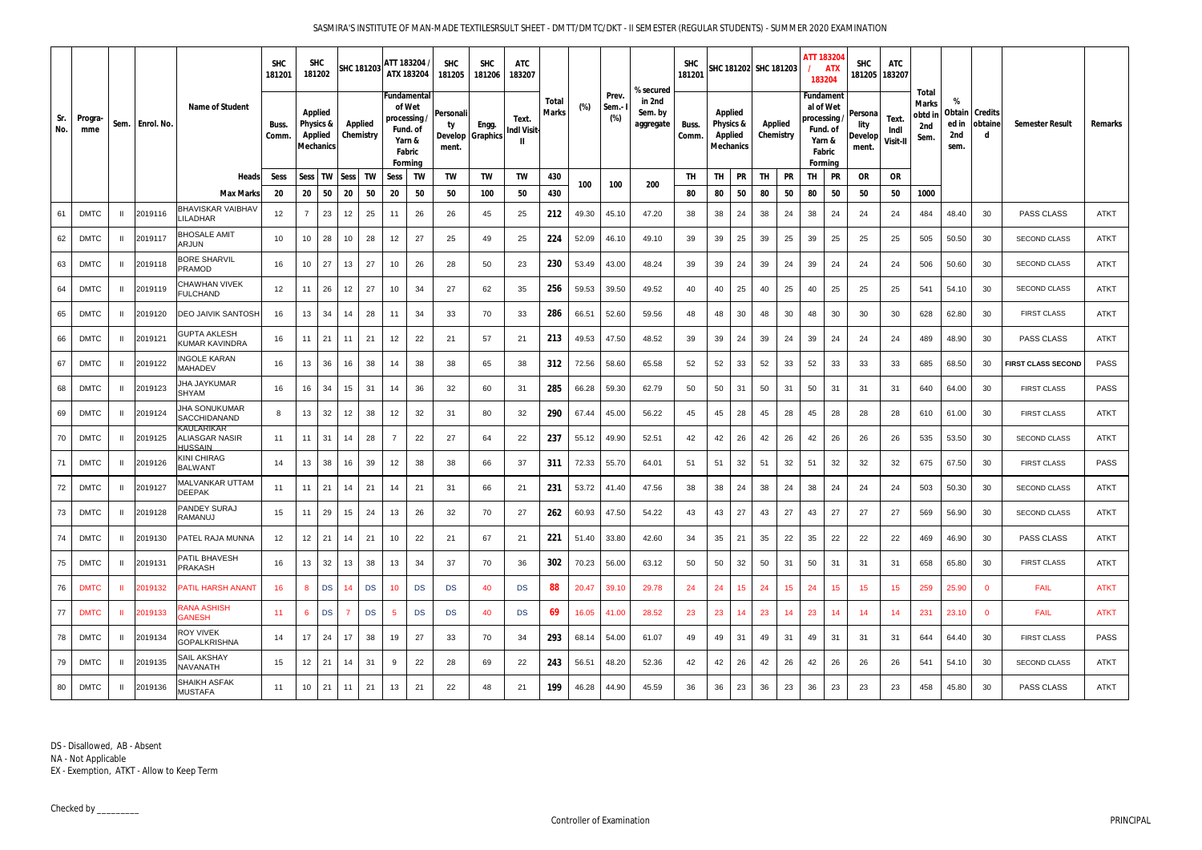SASMIRA'S INSTITUTE OF MAN-MADE TEXTILESRSULT SHEET - DMTT/DMTC/DKT - II SEMESTER (REGULAR STUDENTS) - SUMMER 2020 EXAMINATION

| Sr. No. | Progra-mme | Sem. | Enrol. No. | Name of Student | SHC 181201 Buss. Comm. | SHC 181202 Applied Physics & Applied Mechanics | | SHC 181203 Applied Chemistry | | ATT 183204 / ATX 183204 Fundamental of Wet processing / Fund. of Yarn & Fabric Forming | | SHC 181205 Personality Development | SHC 181206 Engg. Graphics | ATC 183207 Text. Indl Visit-II | Total Marks | (%) | Prev. Sem.-I (%) | % secured in 2nd Sem. by aggregate | SHC 181201 Buss. Comm. | SHC 181202 Applied Physics & Applied Mechanics | | SHC 181203 Applied Chemistry | | ATT 183204 / ATX 183204 Fundamental of Wet processing / Fund. of Yarn & Fabric Forming | | SHC 181205 Personality Development | ATC 183207 Text. Indl Visit-II | Total Marks obtd in 2nd Sem. | % Obtained in 2nd sem. | Credits obtained | Semester Result | Remarks |
|---|---|---|---|---|---|---|---|---|---|---|---|---|---|---|---|---|---|---|---|---|---|---|---|---|---|---|---|---|---|---|---|---|
| | | | | Heads | Sess | Sess | TW | Sess | TW | Sess | TW | TW | TW | TW | 430 | 100 | 100 | 200 | TH | TH | PR | TH | PR | TH | PR | OR | OR | | | | | |
| | | | | Max Marks | 20 | 20 | 50 | 20 | 50 | 20 | 50 | 50 | 100 | 50 | 430 | | | | 80 | 80 | 50 | 80 | 50 | 80 | 50 | 50 | 50 | 1000 | | | | |
| 61 | DMTC | II | 2019116 | BHAVISKAR VAIBHAV LILADHAR | 12 | 7 | 23 | 12 | 25 | 11 | 26 | 26 | 45 | 25 | 212 | 49.30 | 45.10 | 47.20 | 38 | 38 | 24 | 38 | 24 | 38 | 24 | 24 | 24 | 484 | 48.40 | 30 | PASS CLASS | ATKT |
| 62 | DMTC | II | 2019117 | BHOSALE AMIT ARJUN | 10 | 10 | 28 | 10 | 28 | 12 | 27 | 25 | 49 | 25 | 224 | 52.09 | 46.10 | 49.10 | 39 | 39 | 25 | 39 | 25 | 39 | 25 | 25 | 25 | 505 | 50.50 | 30 | SECOND CLASS | ATKT |
| 63 | DMTC | II | 2019118 | BORE SHARVIL PRAMOD | 16 | 10 | 27 | 13 | 27 | 10 | 26 | 28 | 50 | 23 | 230 | 53.49 | 43.00 | 48.24 | 39 | 39 | 24 | 39 | 24 | 39 | 24 | 24 | 24 | 506 | 50.60 | 30 | SECOND CLASS | ATKT |
| 64 | DMTC | II | 2019119 | CHAWHAN VIVEK FULCHAND | 12 | 11 | 26 | 12 | 27 | 10 | 34 | 27 | 62 | 35 | 256 | 59.53 | 39.50 | 49.52 | 40 | 40 | 25 | 40 | 25 | 40 | 25 | 25 | 25 | 541 | 54.10 | 30 | SECOND CLASS | ATKT |
| 65 | DMTC | II | 2019120 | DEO JAIVIK SANTOSH | 16 | 13 | 34 | 14 | 28 | 11 | 34 | 33 | 70 | 33 | 286 | 66.51 | 52.60 | 59.56 | 48 | 48 | 30 | 48 | 30 | 48 | 30 | 30 | 30 | 628 | 62.80 | 30 | FIRST CLASS | ATKT |
| 66 | DMTC | II | 2019121 | GUPTA AKLESH KUMAR KAVINDRA | 16 | 11 | 21 | 11 | 21 | 12 | 22 | 21 | 57 | 21 | 213 | 49.53 | 47.50 | 48.52 | 39 | 39 | 24 | 39 | 24 | 39 | 24 | 24 | 24 | 489 | 48.90 | 30 | PASS CLASS | ATKT |
| 67 | DMTC | II | 2019122 | INGOLE KARAN MAHADEV | 16 | 13 | 36 | 16 | 38 | 14 | 38 | 38 | 65 | 38 | 312 | 72.56 | 58.60 | 65.58 | 52 | 52 | 33 | 52 | 33 | 52 | 33 | 33 | 33 | 685 | 68.50 | 30 | FIRST CLASS SECOND | PASS |
| 68 | DMTC | II | 2019123 | JHA JAYKUMAR SHYAM | 16 | 16 | 34 | 15 | 31 | 14 | 36 | 32 | 60 | 31 | 285 | 66.28 | 59.30 | 62.79 | 50 | 50 | 31 | 50 | 31 | 50 | 31 | 31 | 31 | 640 | 64.00 | 30 | FIRST CLASS | PASS |
| 69 | DMTC | II | 2019124 | JHA SONUKUMAR SACCHIDANAND | 8 | 13 | 32 | 12 | 38 | 12 | 32 | 31 | 80 | 32 | 290 | 67.44 | 45.00 | 56.22 | 45 | 45 | 28 | 45 | 28 | 45 | 28 | 28 | 28 | 610 | 61.00 | 30 | FIRST CLASS | ATKT |
| 70 | DMTC | II | 2019125 | KAULARIKAR ALIASGAR NASIR HUSSAIN | 11 | 11 | 31 | 14 | 28 | 7 | 22 | 27 | 64 | 22 | 237 | 55.12 | 49.90 | 52.51 | 42 | 42 | 26 | 42 | 26 | 42 | 26 | 26 | 26 | 535 | 53.50 | 30 | SECOND CLASS | ATKT |
| 71 | DMTC | II | 2019126 | KINI CHIRAG BALWANT | 14 | 13 | 38 | 16 | 39 | 12 | 38 | 38 | 66 | 37 | 311 | 72.33 | 55.70 | 64.01 | 51 | 51 | 32 | 51 | 32 | 51 | 32 | 32 | 32 | 675 | 67.50 | 30 | FIRST CLASS | PASS |
| 72 | DMTC | II | 2019127 | MALVANKAR UTTAM DEEPAK | 11 | 11 | 21 | 14 | 21 | 14 | 21 | 31 | 66 | 21 | 231 | 53.72 | 41.40 | 47.56 | 38 | 38 | 24 | 38 | 24 | 38 | 24 | 24 | 24 | 503 | 50.30 | 30 | SECOND CLASS | ATKT |
| 73 | DMTC | II | 2019128 | PANDEY SURAJ RAMANUJ | 15 | 11 | 29 | 15 | 24 | 13 | 26 | 32 | 70 | 27 | 262 | 60.93 | 47.50 | 54.22 | 43 | 43 | 27 | 43 | 27 | 43 | 27 | 27 | 27 | 569 | 56.90 | 30 | SECOND CLASS | ATKT |
| 74 | DMTC | II | 2019130 | PATEL RAJA MUNNA | 12 | 12 | 21 | 14 | 21 | 10 | 22 | 21 | 67 | 21 | 221 | 51.40 | 33.80 | 42.60 | 34 | 35 | 21 | 35 | 22 | 35 | 22 | 22 | 22 | 469 | 46.90 | 30 | PASS CLASS | ATKT |
| 75 | DMTC | II | 2019131 | PATIL BHAVESH PRAKASH | 16 | 13 | 32 | 13 | 38 | 13 | 34 | 37 | 70 | 36 | 302 | 70.23 | 56.00 | 63.12 | 50 | 50 | 32 | 50 | 31 | 50 | 31 | 31 | 31 | 658 | 65.80 | 30 | FIRST CLASS | ATKT |
| 76 | DMTC | II | 2019132 | PATIL HARSH ANANT | 16 | 8 | DS | 14 | DS | 10 | DS | DS | 40 | DS | 88 | 20.47 | 39.10 | 29.78 | 24 | 24 | 15 | 24 | 15 | 24 | 15 | 15 | 15 | 259 | 25.90 | 0 | FAIL | ATKT |
| 77 | DMTC | II | 2019133 | RANA ASHISH GANESH | 11 | 6 | DS | 7 | DS | 5 | DS | DS | 40 | DS | 69 | 16.05 | 41.00 | 28.52 | 23 | 23 | 14 | 23 | 14 | 23 | 14 | 14 | 14 | 231 | 23.10 | 0 | FAIL | ATKT |
| 78 | DMTC | II | 2019134 | ROY VIVEK GOPALKRISHNA | 14 | 17 | 24 | 17 | 38 | 19 | 27 | 33 | 70 | 34 | 293 | 68.14 | 54.00 | 61.07 | 49 | 49 | 31 | 49 | 31 | 49 | 31 | 31 | 31 | 644 | 64.40 | 30 | FIRST CLASS | PASS |
| 79 | DMTC | II | 2019135 | SAIL AKSHAY NAVANATH | 15 | 12 | 21 | 14 | 31 | 9 | 22 | 28 | 69 | 22 | 243 | 56.51 | 48.20 | 52.36 | 42 | 42 | 26 | 42 | 26 | 42 | 26 | 26 | 26 | 541 | 54.10 | 30 | SECOND CLASS | ATKT |
| 80 | DMTC | II | 2019136 | SHAIKH ASFAK MUSTAFA | 11 | 10 | 21 | 11 | 21 | 13 | 21 | 22 | 48 | 21 | 199 | 46.28 | 44.90 | 45.59 | 36 | 36 | 23 | 36 | 23 | 36 | 23 | 23 | 23 | 458 | 45.80 | 30 | PASS CLASS | ATKT |

DS - Disallowed, AB - Absent
NA - Not Applicable
EX - Exemption, ATKT - Allow to Keep Term

Checked by _________

Controller of Examination

PRINCIPAL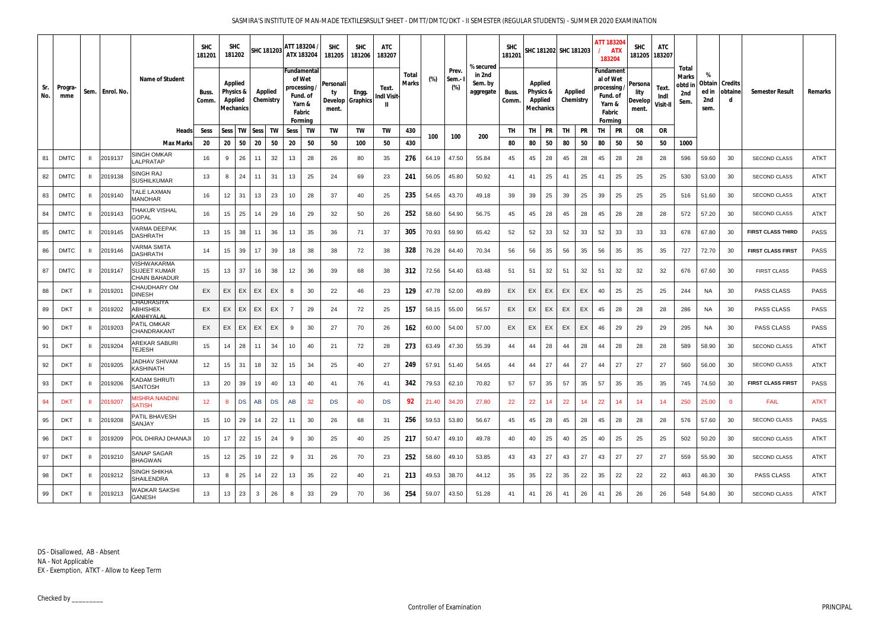SASMIRA'S INSTITUTE OF MAN-MADE TEXTILESRSULT SHEET - DMTT/DMTC/DKT - II SEMESTER (REGULAR STUDENTS) - SUMMER 2020 EXAMINATION

| Sr. No. | Progra-mme | Sem. | Enrol. No. | Name of Student | SHC 181201 Buss. Comm. | SHC 181202 Applied Physics & Applied Mechanics | | SHC 181203 Applied Chemistry | | ATT 183204 / ATX 183204 Fundamental of Wet processing / Fund. of Yarn & Fabric Forming | | SHC 181205 Personality Development. | SHC 181206 Engg. Graphics | ATC 183207 Text. Indl Visit-II | Total Marks | (%) | Prev. Sem.- I (%) | % secured in 2nd Sem. by aggregate | SHC 181201 Buss. Comm. | SHC 181202 Applied Physics & Applied Mechanics | | SHC 181203 Applied Chemistry | | ATT 183204 / ATX 183204 Fundamental of Wet processing / Fund. of Yarn & Fabric Forming | | SHC 181205 Personality Development. | ATC 183207 Text. Indl Visit-II | Total Marks obtd in 2nd Sem. | % Obtained in 2nd sem. | Credits obtained | Semester Result | Remarks |
|---|---|---|---|---|---|---|---|---|---|---|---|---|---|---|---|---|---|---|---|---|---|---|---|---|---|---|---|---|---|---|---|---|---|
| | | | | Heads | Sess | Sess | TW | Sess | TW | Sess | TW | TW | TW | TW | 430 | 100 | 100 | 200 | TH | TH | PR | TH | PR | TH | PR | OR | OR | | | | | |
| | | | | Max Marks | 20 | 20 | 50 | 20 | 50 | 20 | 50 | 50 | 100 | 50 | 430 | | | | 80 | 80 | 50 | 80 | 50 | 80 | 50 | 50 | 50 | 1000 | | | | |
| 81 | DMTC | II | 2019137 | SINGH OMKAR LALPRATAP | 16 | 9 | 26 | 11 | 32 | 13 | 28 | 26 | 80 | 35 | 276 | 64.19 | 47.50 | 55.84 | 45 | 45 | 28 | 45 | 28 | 45 | 28 | 28 | 28 | 596 | 59.60 | 30 | SECOND CLASS | ATKT |
| 82 | DMTC | II | 2019138 | SINGH RAJ SUSHILKUMAR | 13 | 8 | 24 | 11 | 31 | 13 | 25 | 24 | 69 | 23 | 241 | 56.05 | 45.80 | 50.92 | 41 | 41 | 25 | 41 | 25 | 41 | 25 | 25 | 25 | 530 | 53.00 | 30 | SECOND CLASS | ATKT |
| 83 | DMTC | II | 2019140 | TALE LAXMAN MANOHAR | 16 | 12 | 31 | 13 | 23 | 10 | 28 | 37 | 40 | 25 | 235 | 54.65 | 43.70 | 49.18 | 39 | 39 | 25 | 39 | 25 | 39 | 25 | 25 | 25 | 516 | 51.60 | 30 | SECOND CLASS | ATKT |
| 84 | DMTC | II | 2019143 | THAKUR VISHAL GOPAL | 16 | 15 | 25 | 14 | 29 | 16 | 29 | 32 | 50 | 26 | 252 | 58.60 | 54.90 | 56.75 | 45 | 45 | 28 | 45 | 28 | 45 | 28 | 28 | 28 | 572 | 57.20 | 30 | SECOND CLASS | ATKT |
| 85 | DMTC | II | 2019145 | VARMA DEEPAK DASHRATH | 13 | 15 | 38 | 11 | 36 | 13 | 35 | 36 | 71 | 37 | 305 | 70.93 | 59.90 | 65.42 | 52 | 52 | 33 | 52 | 33 | 52 | 33 | 33 | 33 | 678 | 67.80 | 30 | **FIRST CLASS THIRD** | PASS |
| 86 | DMTC | II | 2019146 | VARMA SMITA DASHRATH | 14 | 15 | 39 | 17 | 39 | 18 | 38 | 38 | 72 | 38 | 328 | 76.28 | 64.40 | 70.34 | 56 | 56 | 35 | 56 | 35 | 56 | 35 | 35 | 35 | 727 | 72.70 | 30 | **FIRST CLASS FIRST** | PASS |
| 87 | DMTC | II | 2019147 | VISHWAKARMA SUJEET KUMAR CHAIN BAHADUR | 15 | 13 | 37 | 16 | 38 | 12 | 36 | 39 | 68 | 38 | 312 | 72.56 | 54.40 | 63.48 | 51 | 51 | 32 | 51 | 32 | 51 | 32 | 32 | 32 | 676 | 67.60 | 30 | FIRST CLASS | PASS |
| 88 | DKT | II | 2019201 | CHAUDHARY OM DINESH | EX | EX | EX | EX | EX | 8 | 30 | 22 | 46 | 23 | 129 | 47.78 | 52.00 | 49.89 | EX | EX | EX | EX | EX | 40 | 25 | 25 | 25 | 244 | NA | 30 | PASS CLASS | PASS |
| 89 | DKT | II | 2019202 | CHAURASIYA ABHISHEK KANHIYALAL | EX | EX | EX | EX | EX | 7 | 29 | 24 | 72 | 25 | 157 | 58.15 | 55.00 | 56.57 | EX | EX | EX | EX | EX | 45 | 28 | 28 | 28 | 286 | NA | 30 | PASS CLASS | PASS |
| 90 | DKT | II | 2019203 | PATIL OMKAR CHANDRAKANT | EX | EX | EX | EX | EX | 9 | 30 | 27 | 70 | 26 | 162 | 60.00 | 54.00 | 57.00 | EX | EX | EX | EX | EX | 46 | 29 | 29 | 29 | 295 | NA | 30 | PASS CLASS | PASS |
| 91 | DKT | II | 2019204 | AREKAR SABURI TEJESH | 15 | 14 | 28 | 11 | 34 | 10 | 40 | 21 | 72 | 28 | 273 | 63.49 | 47.30 | 55.39 | 44 | 44 | 28 | 44 | 28 | 44 | 28 | 28 | 28 | 589 | 58.90 | 30 | SECOND CLASS | ATKT |
| 92 | DKT | II | 2019205 | JADHAV SHIVAM KASHINATH | 12 | 15 | 31 | 18 | 32 | 15 | 34 | 25 | 40 | 27 | 249 | 57.91 | 51.40 | 54.65 | 44 | 44 | 27 | 44 | 27 | 44 | 27 | 27 | 27 | 560 | 56.00 | 30 | SECOND CLASS | ATKT |
| 93 | DKT | II | 2019206 | KADAM SHRUTI SANTOSH | 13 | 20 | 39 | 19 | 40 | 13 | 40 | 41 | 76 | 41 | 342 | 79.53 | 62.10 | 70.82 | 57 | 57 | 35 | 57 | 35 | 57 | 35 | 35 | 35 | 745 | 74.50 | 30 | **FIRST CLASS FIRST** | PASS |
| 94 | DKT | II | 2019207 | MISHRA NANDINI SATISH | 12 | 8 | DS | AB | DS | AB | 32 | DS | 40 | DS | 92 | 21.40 | 34.20 | 27.80 | 22 | 22 | 14 | 22 | 14 | 22 | 14 | 14 | 14 | 250 | 25.00 | 0 | FAIL | ATKT |
| 95 | DKT | II | 2019208 | PATIL BHAVESH SANJAY | 15 | 10 | 29 | 14 | 22 | 11 | 30 | 26 | 68 | 31 | 256 | 59.53 | 53.80 | 56.67 | 45 | 45 | 28 | 45 | 28 | 45 | 28 | 28 | 28 | 576 | 57.60 | 30 | SECOND CLASS | PASS |
| 96 | DKT | II | 2019209 | POL DHIRAJ DHANAJI | 10 | 17 | 22 | 15 | 24 | 9 | 30 | 25 | 40 | 25 | 217 | 50.47 | 49.10 | 49.78 | 40 | 40 | 25 | 40 | 25 | 40 | 25 | 25 | 25 | 502 | 50.20 | 30 | SECOND CLASS | ATKT |
| 97 | DKT | II | 2019210 | SANAP SAGAR BHAGWAN | 15 | 12 | 25 | 19 | 22 | 9 | 31 | 26 | 70 | 23 | 252 | 58.60 | 49.10 | 53.85 | 43 | 43 | 27 | 43 | 27 | 43 | 27 | 27 | 27 | 559 | 55.90 | 30 | SECOND CLASS | ATKT |
| 98 | DKT | II | 2019212 | SINGH SHIKHA SHAILENDRA | 13 | 8 | 25 | 14 | 22 | 13 | 35 | 22 | 40 | 21 | 213 | 49.53 | 38.70 | 44.12 | 35 | 35 | 22 | 35 | 22 | 35 | 22 | 22 | 22 | 463 | 46.30 | 30 | PASS CLASS | ATKT |
| 99 | DKT | II | 2019213 | WADKAR SAKSHI GANESH | 13 | 13 | 23 | 3 | 26 | 8 | 33 | 29 | 70 | 36 | 254 | 59.07 | 43.50 | 51.28 | 41 | 41 | 26 | 41 | 26 | 41 | 26 | 26 | 26 | 548 | 54.80 | 30 | SECOND CLASS | ATKT |

DS - Disallowed, AB - Absent
NA - Not Applicable
EX - Exemption, ATKT - Allow to Keep Term

Checked by _________

Controller of Examination

PRINCIPAL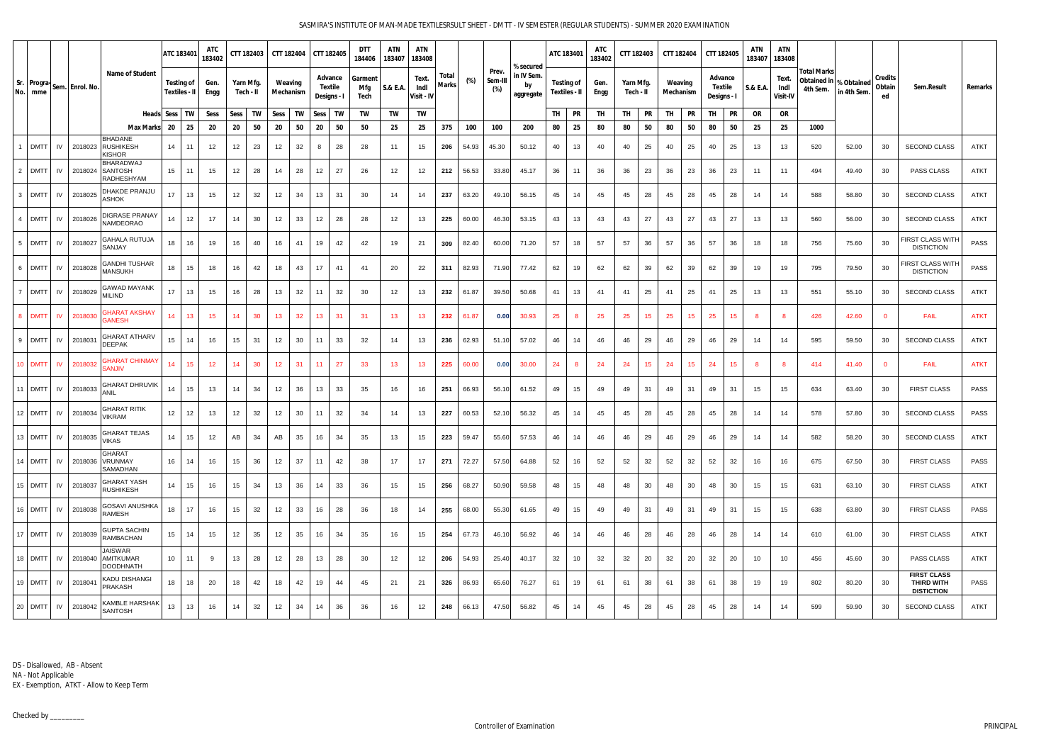SASMIRA'S INSTITUTE OF MAN-MADE TEXTILESRSULT SHEET - DMTT - IV SEMESTER (REGULAR STUDENTS) - SUMMER 2020 EXAMINATION

| Sr. No. | Programme | Sem. | Enrol. No. | Name of Student | ATC 183401 Testing of Textiles - II | | ATC 183402 Gen. Engg | CTT 182403 Yarn Mfg. Tech - II | | CTT 182404 Weaving Mechanism | | CTT 182405 Advance Textile Designs - I | | DTT 184406 Garment Mfg Tech | ATN 183407 S.& E.A. | ATN 183408 Text. Indl Visit - IV | Total Marks | (%) | Prev. Sem-III (%) | % secured in IV Sem. by aggregate | ATC 183401 Testing of Textiles - II | | ATC 183402 Gen. Engg | CTT 182403 Yarn Mfg. Tech - II | | CTT 182404 Weaving Mechanism | | CTT 182405 Advance Textile Designs - I | | ATN 183407 S.& E.A. | ATN 183408 Text. Indl Visit-IV | Total Marks Obtained in 4th Sem. | % Obtained in 4th Sem. | Credits Obtained | Sem.Result | Remarks |
|---|---|---|---|---|---|---|---|---|---|---|---|---|---|---|---|---|---|---|---|---|---|---|---|---|---|---|---|---|---|---|---|---|---|---|---|---|---|
| | | | | Heads | Sess | TW | Sess | Sess | TW | Sess | TW | Sess | TW | TW | TW | TW | | | | | TH | PR | TH | TH | PR | TH | PR | TH | PR | OR | OR | | | | | |
| | | | | Max Marks | 20 | 25 | 20 | 20 | 50 | 20 | 50 | 20 | 50 | 50 | 25 | 25 | 375 | 100 | 100 | 200 | 80 | 25 | 80 | 80 | 50 | 80 | 50 | 80 | 50 | 25 | 25 | 1000 | | | | |
| 1 | DMTT | IV | 2018023 | BHADANE RUSHIKESH KISHOR | 14 | 11 | 12 | 12 | 23 | 12 | 32 | 8 | 28 | 28 | 11 | 15 | 206 | 54.93 | 45.30 | 50.12 | 40 | 13 | 40 | 40 | 25 | 40 | 25 | 40 | 25 | 13 | 13 | 520 | 52.00 | 30 | SECOND CLASS | ATKT |
| 2 | DMTT | IV | 2018024 | BHARADWAJ SANTOSH RADHESHYAM | 15 | 11 | 15 | 12 | 28 | 14 | 28 | 12 | 27 | 26 | 12 | 12 | 212 | 56.53 | 33.80 | 45.17 | 36 | 11 | 36 | 36 | 23 | 36 | 23 | 36 | 23 | 11 | 11 | 494 | 49.40 | 30 | PASS CLASS | ATKT |
| 3 | DMTT | IV | 2018025 | DHAKDE PRANJU ASHOK | 17 | 13 | 15 | 12 | 32 | 12 | 34 | 13 | 31 | 30 | 14 | 14 | 237 | 63.20 | 49.10 | 56.15 | 45 | 14 | 45 | 45 | 28 | 45 | 28 | 45 | 28 | 14 | 14 | 588 | 58.80 | 30 | SECOND CLASS | ATKT |
| 4 | DMTT | IV | 2018026 | DIGRASE PRANAY NAMDEORAO | 14 | 12 | 17 | 14 | 30 | 12 | 33 | 12 | 28 | 28 | 12 | 13 | 225 | 60.00 | 46.30 | 53.15 | 43 | 13 | 43 | 43 | 27 | 43 | 27 | 43 | 27 | 13 | 13 | 560 | 56.00 | 30 | SECOND CLASS | ATKT |
| 5 | DMTT | IV | 2018027 | GAHALA RUTUJA SANJAY | 18 | 16 | 19 | 16 | 40 | 16 | 41 | 19 | 42 | 42 | 19 | 21 | 309 | 82.40 | 60.00 | 71.20 | 57 | 18 | 57 | 57 | 36 | 57 | 36 | 57 | 36 | 18 | 18 | 756 | 75.60 | 30 | FIRST CLASS WITH DISTICTION | PASS |
| 6 | DMTT | IV | 2018028 | GANDHI TUSHAR MANSUKH | 18 | 15 | 18 | 16 | 42 | 18 | 43 | 17 | 41 | 41 | 20 | 22 | 311 | 82.93 | 71.90 | 77.42 | 62 | 19 | 62 | 62 | 39 | 62 | 39 | 62 | 39 | 19 | 19 | 795 | 79.50 | 30 | FIRST CLASS WITH DISTICTION | PASS |
| 7 | DMTT | IV | 2018029 | GAWAD MAYANK MILIND | 17 | 13 | 15 | 16 | 28 | 13 | 32 | 11 | 32 | 30 | 12 | 13 | 232 | 61.87 | 39.50 | 50.68 | 41 | 13 | 41 | 41 | 25 | 41 | 25 | 41 | 25 | 13 | 13 | 551 | 55.10 | 30 | SECOND CLASS | ATKT |
| 8 | DMTT | IV | 2018030 | GHARAT AKSHAY GANESH | 14 | 13 | 15 | 14 | 30 | 13 | 32 | 13 | 31 | 31 | 13 | 13 | 232 | 61.87 | 0.00 | 30.93 | 25 | 8 | 25 | 25 | 15 | 25 | 15 | 25 | 15 | 8 | 8 | 426 | 42.60 | 0 | FAIL | ATKT |
| 9 | DMTT | IV | 2018031 | GHARAT ATHARV DEEPAK | 15 | 14 | 16 | 15 | 31 | 12 | 30 | 11 | 33 | 32 | 14 | 13 | 236 | 62.93 | 51.10 | 57.02 | 46 | 14 | 46 | 46 | 29 | 46 | 29 | 46 | 29 | 14 | 14 | 595 | 59.50 | 30 | SECOND CLASS | ATKT |
| 10 | DMTT | IV | 2018032 | GHARAT CHINMAY SANJIV | 14 | 15 | 12 | 14 | 30 | 12 | 31 | 11 | 27 | 33 | 13 | 13 | 225 | 60.00 | 0.00 | 30.00 | 24 | 8 | 24 | 24 | 15 | 24 | 15 | 24 | 15 | 8 | 8 | 414 | 41.40 | 0 | FAIL | ATKT |
| 11 | DMTT | IV | 2018033 | GHARAT DHRUVIK ANIL | 14 | 15 | 13 | 14 | 34 | 12 | 36 | 13 | 33 | 35 | 16 | 16 | 251 | 66.93 | 56.10 | 61.52 | 49 | 15 | 49 | 49 | 31 | 49 | 31 | 49 | 31 | 15 | 15 | 634 | 63.40 | 30 | FIRST CLASS | PASS |
| 12 | DMTT | IV | 2018034 | GHARAT RITIK VIKRAM | 12 | 12 | 13 | 12 | 32 | 12 | 30 | 11 | 32 | 34 | 14 | 13 | 227 | 60.53 | 52.10 | 56.32 | 45 | 14 | 45 | 45 | 28 | 45 | 28 | 45 | 28 | 14 | 14 | 578 | 57.80 | 30 | SECOND CLASS | PASS |
| 13 | DMTT | IV | 2018035 | GHARAT TEJAS VIKAS | 14 | 15 | 12 | AB | 34 | AB | 35 | 16 | 34 | 35 | 13 | 15 | 223 | 59.47 | 55.60 | 57.53 | 46 | 14 | 46 | 46 | 29 | 46 | 29 | 46 | 29 | 14 | 14 | 582 | 58.20 | 30 | SECOND CLASS | ATKT |
| 14 | DMTT | IV | 2018036 | GHARAT VRUNMAY SAMADHAN | 16 | 14 | 16 | 15 | 36 | 12 | 37 | 11 | 42 | 38 | 17 | 17 | 271 | 72.27 | 57.50 | 64.88 | 52 | 16 | 52 | 52 | 32 | 52 | 32 | 52 | 32 | 16 | 16 | 675 | 67.50 | 30 | FIRST CLASS | PASS |
| 15 | DMTT | IV | 2018037 | GHARAT YASH RUSHIKESH | 14 | 15 | 16 | 15 | 34 | 13 | 36 | 14 | 33 | 36 | 15 | 15 | 256 | 68.27 | 50.90 | 59.58 | 48 | 15 | 48 | 48 | 30 | 48 | 30 | 48 | 30 | 15 | 15 | 631 | 63.10 | 30 | FIRST CLASS | ATKT |
| 16 | DMTT | IV | 2018038 | GOSAVI ANUSHKA RAMESH | 18 | 17 | 16 | 15 | 32 | 12 | 33 | 16 | 28 | 36 | 18 | 14 | 255 | 68.00 | 55.30 | 61.65 | 49 | 15 | 49 | 49 | 31 | 49 | 31 | 49 | 31 | 15 | 15 | 638 | 63.80 | 30 | FIRST CLASS | PASS |
| 17 | DMTT | IV | 2018039 | GUPTA SACHIN RAMBACHAN | 15 | 14 | 15 | 12 | 35 | 12 | 35 | 16 | 34 | 35 | 16 | 15 | 254 | 67.73 | 46.10 | 56.92 | 46 | 14 | 46 | 46 | 28 | 46 | 28 | 46 | 28 | 14 | 14 | 610 | 61.00 | 30 | FIRST CLASS | ATKT |
| 18 | DMTT | IV | 2018040 | JAISWAR AMITKUMAR DOODHNATH | 10 | 11 | 9 | 13 | 28 | 12 | 28 | 13 | 28 | 30 | 12 | 12 | 206 | 54.93 | 25.40 | 40.17 | 32 | 10 | 32 | 32 | 20 | 32 | 20 | 32 | 20 | 10 | 10 | 456 | 45.60 | 30 | PASS CLASS | ATKT |
| 19 | DMTT | IV | 2018041 | KADU DISHANGI PRAKASH | 18 | 18 | 20 | 18 | 42 | 18 | 42 | 19 | 44 | 45 | 21 | 21 | 326 | 86.93 | 65.60 | 76.27 | 61 | 19 | 61 | 61 | 38 | 61 | 38 | 61 | 38 | 19 | 19 | 802 | 80.20 | 30 | FIRST CLASS THIRD WITH DISTICTION | PASS |
| 20 | DMTT | IV | 2018042 | KAMBLE HARSHAK SANTOSH | 13 | 13 | 16 | 14 | 32 | 12 | 34 | 14 | 36 | 36 | 16 | 12 | 248 | 66.13 | 47.50 | 56.82 | 45 | 14 | 45 | 45 | 28 | 45 | 28 | 45 | 28 | 14 | 14 | 599 | 59.90 | 30 | SECOND CLASS | ATKT |

DS - Disallowed, AB - Absent
NA - Not Applicable
EX - Exemption, ATKT - Allow to Keep Term

Checked by ________

Controller of Examination

PRINCIPAL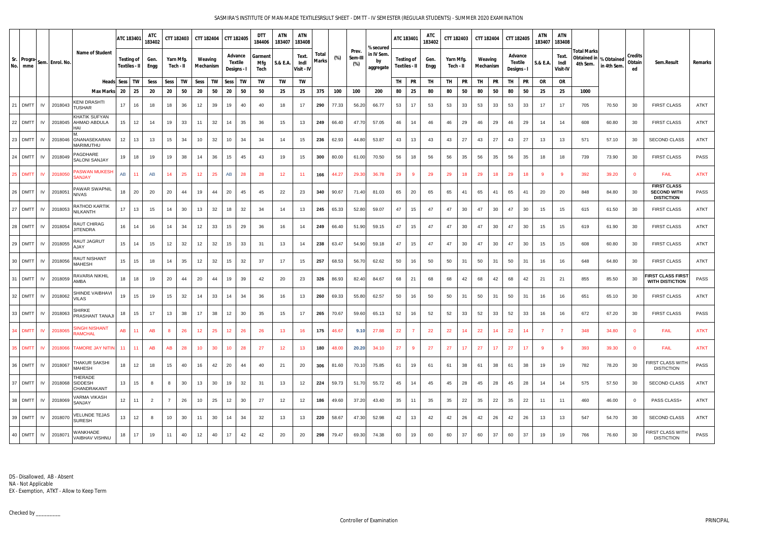SASMIRA'S INSTITUTE OF MAN-MADE TEXTILESRSULT SHEET - DMTT - IV SEMESTER (REGULAR STUDENTS) - SUMMER 2020 EXAMINATION

| Sr. No. | Programme | Sem. | Enrol. No. | Name of Student | ATC 183401 Testing of Textiles - II | | ATC 183402 Gen. Engg | CTT 182403 Yarn Mfg. Tech - II | | CTT 182404 Weaving Mechanism | | CTT 182405 Advance Textile Designs - I | | DTT 184406 Garment Mfg Tech | ATN 183407 S.& E.A. | ATN 183408 Text. Indl Visit - IV | Total Marks | (%) | Prev. Sem-III (%) | % secured in IV Sem. by aggregate | ATC 183401 Testing of Textiles - II | | ATC 183402 Gen. Engg | CTT 182403 Yarn Mfg. Tech - II | | CTT 182404 Weaving Mechanism | | CTT 182405 Advance Textile Designs - I | | ATN 183407 S.& E.A. | ATN 183408 Text. Indl Visit-IV | Total Marks Obtained in 4th Sem. | % Obtained in 4th Sem. | Credits Obtained | Sem.Result | Remarks |
|---|---|---|---|---|---|---|---|---|---|---|---|---|---|---|---|---|---|---|---|---|---|---|---|---|---|---|---|---|---|---|---|---|---|---|---|---|---|---|
| | | | | Heads | Sess | TW | Sess | Sess | TW | Sess | TW | Sess | TW | TW | TW | TW | | | | | TH | PR | TH | TH | PR | TH | PR | TH | PR | OR | OR | | | | | |
| | | | | Max Marks | 20 | 25 | 20 | 20 | 50 | 20 | 50 | 20 | 50 | 50 | 25 | 25 | 375 | 100 | 100 | 200 | 80 | 25 | 80 | 80 | 50 | 80 | 50 | 80 | 50 | 25 | 25 | 1000 | | | | |
| 21 | DMTT | IV | 2018043 | KENI DRASHTI TUSHAR | 17 | 16 | 18 | 18 | 36 | 12 | 39 | 19 | 40 | 40 | 18 | 17 | 290 | 77.33 | 56.20 | 66.77 | 53 | 17 | 53 | 53 | 33 | 53 | 33 | 53 | 33 | 17 | 17 | 705 | 70.50 | 30 | FIRST CLASS | ATKT |
| 22 | DMTT | IV | 2018045 | KHATIK SUFYAN AHMAD ABDULA HAI | 15 | 12 | 14 | 19 | 33 | 11 | 32 | 14 | 35 | 36 | 15 | 13 | 249 | 66.40 | 47.70 | 57.05 | 46 | 14 | 46 | 46 | 29 | 46 | 29 | 46 | 29 | 14 | 14 | 608 | 60.80 | 30 | FIRST CLASS | ATKT |
| 23 | DMTT | IV | 2018046 | M. GNANASEKARAN MARIMUTHU | 12 | 13 | 13 | 15 | 34 | 10 | 32 | 10 | 34 | 34 | 14 | 15 | 236 | 62.93 | 44.80 | 53.87 | 43 | 13 | 43 | 43 | 27 | 43 | 27 | 43 | 27 | 13 | 13 | 571 | 57.10 | 30 | SECOND CLASS | ATKT |
| 24 | DMTT | IV | 2018049 | PAGDHARE SALONI SANJAY | 19 | 18 | 19 | 19 | 38 | 14 | 36 | 15 | 45 | 43 | 19 | 15 | 300 | 80.00 | 61.00 | 70.50 | 56 | 18 | 56 | 56 | 35 | 56 | 35 | 56 | 35 | 18 | 18 | 739 | 73.90 | 30 | FIRST CLASS | PASS |
| 25 | DMTT | IV | 2018050 | PASWAN MUKESH SANJAY | AB | 11 | AB | 14 | 25 | 12 | 25 | AB | 28 | 28 | 12 | 11 | 166 | 44.27 | 29.30 | 36.78 | 29 | 9 | 29 | 29 | 18 | 29 | 18 | 29 | 18 | 9 | 9 | 392 | 39.20 | 0 | FAIL | ATKT |
| 26 | DMTT | IV | 2018051 | PAWAR SWAPNIL NIVAS | 18 | 20 | 20 | 20 | 44 | 19 | 44 | 20 | 45 | 45 | 22 | 23 | 340 | 90.67 | 71.40 | 81.03 | 65 | 20 | 65 | 65 | 41 | 65 | 41 | 65 | 41 | 20 | 20 | 848 | 84.80 | 30 | FIRST CLASS SECOND WITH DISTICTION | PASS |
| 27 | DMTT | IV | 2018053 | RATHOD KARTIK NILKANTH | 17 | 13 | 15 | 14 | 30 | 13 | 32 | 18 | 32 | 34 | 14 | 13 | 245 | 65.33 | 52.80 | 59.07 | 47 | 15 | 47 | 47 | 30 | 47 | 30 | 47 | 30 | 15 | 15 | 615 | 61.50 | 30 | FIRST CLASS | ATKT |
| 28 | DMTT | IV | 2018054 | RAUT CHIRAG JITENDRA | 16 | 14 | 16 | 14 | 34 | 12 | 33 | 15 | 29 | 36 | 16 | 14 | 249 | 66.40 | 51.90 | 59.15 | 47 | 15 | 47 | 47 | 30 | 47 | 30 | 47 | 30 | 15 | 15 | 619 | 61.90 | 30 | FIRST CLASS | ATKT |
| 29 | DMTT | IV | 2018055 | RAUT JAGRUT AJAY | 15 | 14 | 15 | 12 | 32 | 12 | 32 | 15 | 33 | 31 | 13 | 14 | 238 | 63.47 | 54.90 | 59.18 | 47 | 15 | 47 | 47 | 30 | 47 | 30 | 47 | 30 | 15 | 15 | 608 | 60.80 | 30 | FIRST CLASS | ATKT |
| 30 | DMTT | IV | 2018056 | RAUT NISHANT MAHESH | 15 | 15 | 18 | 14 | 35 | 12 | 32 | 15 | 32 | 37 | 17 | 15 | 257 | 68.53 | 56.70 | 62.62 | 50 | 16 | 50 | 50 | 31 | 50 | 31 | 50 | 31 | 16 | 16 | 648 | 64.80 | 30 | FIRST CLASS | ATKT |
| 31 | DMTT | IV | 2018059 | RAVARIA NIKHIL AMBA | 18 | 18 | 19 | 20 | 44 | 20 | 44 | 19 | 39 | 42 | 20 | 23 | 326 | 86.93 | 82.40 | 84.67 | 68 | 21 | 68 | 68 | 42 | 68 | 42 | 68 | 42 | 21 | 21 | 855 | 85.50 | 30 | FIRST CLASS FIRST WITH DISTICTION | PASS |
| 32 | DMTT | IV | 2018062 | SHINDE VAIBHAVI VILAS | 19 | 15 | 19 | 15 | 32 | 14 | 33 | 14 | 34 | 36 | 16 | 13 | 260 | 69.33 | 55.80 | 62.57 | 50 | 16 | 50 | 50 | 31 | 50 | 31 | 50 | 31 | 16 | 16 | 651 | 65.10 | 30 | FIRST CLASS | ATKT |
| 33 | DMTT | IV | 2018063 | SHIRKE PRASHANT TANAJI | 18 | 15 | 17 | 13 | 38 | 17 | 38 | 12 | 30 | 35 | 15 | 17 | 265 | 70.67 | 59.60 | 65.13 | 52 | 16 | 52 | 52 | 33 | 52 | 33 | 52 | 33 | 16 | 16 | 672 | 67.20 | 30 | FIRST CLASS | PASS |
| 34 | DMTT | IV | 2018065 | SINGH NISHANT RAMCHAL | AB | 11 | AB | 8 | 26 | 12 | 25 | 12 | 26 | 26 | 13 | 16 | 175 | 46.67 | 9.10 | 27.88 | 22 | 7 | 22 | 22 | 14 | 22 | 14 | 22 | 14 | 7 | 7 | 348 | 34.80 | 0 | FAIL | ATKT |
| 35 | DMTT | IV | 2018066 | TAMORE JAY NITIN | 11 | 11 | AB | AB | 28 | 10 | 30 | 10 | 28 | 27 | 12 | 13 | 180 | 48.00 | 20.20 | 34.10 | 27 | 9 | 27 | 27 | 17 | 27 | 17 | 27 | 17 | 9 | 9 | 393 | 39.30 | 0 | FAIL | ATKT |
| 36 | DMTT | IV | 2018067 | THAKUR SAKSHI MAHESH | 18 | 12 | 18 | 15 | 40 | 16 | 42 | 20 | 44 | 40 | 21 | 20 | 306 | 81.60 | 70.10 | 75.85 | 61 | 19 | 61 | 61 | 38 | 61 | 38 | 61 | 38 | 19 | 19 | 782 | 78.20 | 30 | FIRST CLASS WITH DISTICTION | PASS |
| 37 | DMTT | IV | 2018068 | THERADE SIDDESH CHANDRAKANT | 13 | 15 | 8 | 8 | 30 | 13 | 30 | 19 | 32 | 31 | 13 | 12 | 224 | 59.73 | 51.70 | 55.72 | 45 | 14 | 45 | 45 | 28 | 45 | 28 | 45 | 28 | 14 | 14 | 575 | 57.50 | 30 | SECOND CLASS | ATKT |
| 38 | DMTT | IV | 2018069 | VARMA VIKASH SANJAY | 12 | 11 | 2 | 7 | 26 | 10 | 25 | 12 | 30 | 27 | 12 | 12 | 186 | 49.60 | 37.20 | 43.40 | 35 | 11 | 35 | 35 | 22 | 35 | 22 | 35 | 22 | 11 | 11 | 460 | 46.00 | 0 | PASS CLASS+ | ATKT |
| 39 | DMTT | IV | 2018070 | VELUNDE TEJAS SURESH | 13 | 12 | 8 | 10 | 30 | 11 | 30 | 14 | 34 | 32 | 13 | 13 | 220 | 58.67 | 47.30 | 52.98 | 42 | 13 | 42 | 42 | 26 | 42 | 26 | 42 | 26 | 13 | 13 | 547 | 54.70 | 30 | SECOND CLASS | ATKT |
| 40 | DMTT | IV | 2018071 | WANKHADE VAIBHAV VISHNU | 18 | 17 | 19 | 11 | 40 | 12 | 40 | 17 | 42 | 42 | 20 | 20 | 298 | 79.47 | 69.30 | 74.38 | 60 | 19 | 60 | 60 | 37 | 60 | 37 | 60 | 37 | 19 | 19 | 766 | 76.60 | 30 | FIRST CLASS WITH DISTICTION | PASS |

DS - Disallowed, AB - Absent
NA - Not Applicable
EX - Exemption, ATKT - Allow to Keep Term

Checked by ________

Controller of Examination

PRINCIPAL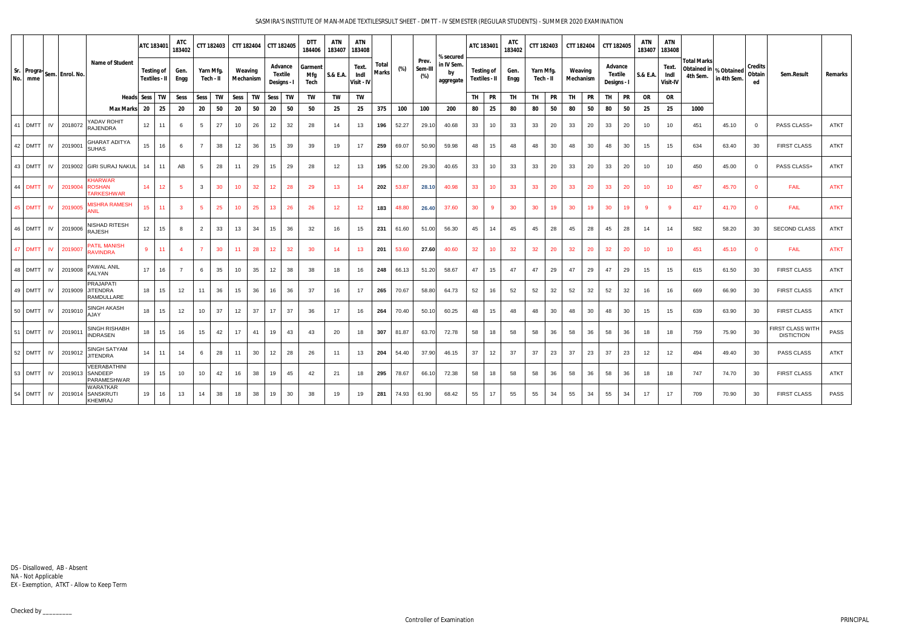SASMIRA'S INSTITUTE OF MAN-MADE TEXTILESRSULT SHEET - DMTT - IV SEMESTER (REGULAR STUDENTS) - SUMMER 2020 EXAMINATION

| Sr. No. | Programme | Sem. | Enrol. No. | Name of Student | ATC 183401 Testing of Textiles - II | | ATC 183402 Gen. Engg | CTT 182403 Yarn Mfg. Tech - II | | CTT 182404 Weaving Mechanism | | CTT 182405 Advance Textile Designs - I | | DTT 184406 Garment Mfg Tech | ATN 183407 S.& E.A. | ATN 183408 Text. Indl Visit - IV | Total Marks | (%) | Prev. Sem-III (%) | % secured in IV Sem. by aggregate | ATC 183401 Testing of Textiles - II | | ATC 183402 Gen. Engg | CTT 182403 Yarn Mfg. Tech - II | | CTT 182404 Weaving Mechanism | | CTT 182405 Advance Textile Designs - I | | ATN 183407 S.& E.A. | ATN 183408 Text. Indl Visit-IV | Total Marks Obtained in 4th Sem. | % Obtained in 4th Sem. | Credits Obtained | Sem.Result | Remarks |
|---|---|---|---|---|---|---|---|---|---|---|---|---|---|---|---|---|---|---|---|---|---|---|---|---|---|---|---|---|---|---|---|---|---|---|---|---|---|
| | | | | Heads | Sess | TW | Sess | Sess | TW | Sess | TW | Sess | TW | TW | TW | TW | | | | | TH | PR | TH | TH | PR | TH | PR | TH | PR | OR | OR | | | | | |
| | | | | Max Marks | 20 | 25 | 20 | 20 | 50 | 20 | 50 | 20 | 50 | 50 | 25 | 25 | 375 | 100 | 100 | 200 | 80 | 25 | 80 | 80 | 50 | 80 | 50 | 80 | 50 | 25 | 25 | 1000 | | | | |
| 41 | DMTT | IV | 2018072 | YADAV ROHIT RAJENDRA | 12 | 11 | 6 | 5 | 27 | 10 | 26 | 12 | 32 | 28 | 14 | 13 | 196 | 52.27 | 29.10 | 40.68 | 33 | 10 | 33 | 33 | 20 | 33 | 20 | 33 | 20 | 10 | 10 | 451 | 45.10 | 0 | PASS CLASS+ | ATKT |
| 42 | DMTT | IV | 2019001 | GHARAT ADITYA SUHAS | 15 | 16 | 6 | 7 | 38 | 12 | 36 | 15 | 39 | 39 | 19 | 17 | 259 | 69.07 | 50.90 | 59.98 | 48 | 15 | 48 | 48 | 30 | 48 | 30 | 48 | 30 | 15 | 15 | 634 | 63.40 | 30 | FIRST CLASS | ATKT |
| 43 | DMTT | IV | 2019002 | GIRI SURAJ NAKUL | 14 | 11 | AB | 5 | 28 | 11 | 29 | 15 | 29 | 28 | 12 | 13 | 195 | 52.00 | 29.30 | 40.65 | 33 | 10 | 33 | 33 | 20 | 33 | 20 | 33 | 20 | 10 | 10 | 450 | 45.00 | 0 | PASS CLASS+ | ATKT |
| 44 | DMTT | IV | 2019004 | KHARWAR ROSHAN TARKESHWAR | 14 | 12 | 5 | 3 | 30 | 10 | 32 | 12 | 28 | 29 | 13 | 14 | 202 | 53.87 | 28.10 | 40.98 | 33 | 10 | 33 | 33 | 20 | 33 | 20 | 33 | 20 | 10 | 10 | 457 | 45.70 | 0 | FAIL | ATKT |
| 45 | DMTT | IV | 2019005 | MISHRA RAMESH ANIL | 15 | 11 | 3 | 5 | 25 | 10 | 25 | 13 | 26 | 26 | 12 | 12 | 183 | 48.80 | 26.40 | 37.60 | 30 | 9 | 30 | 30 | 19 | 30 | 19 | 30 | 19 | 9 | 9 | 417 | 41.70 | 0 | FAIL | ATKT |
| 46 | DMTT | IV | 2019006 | NISHAD RITESH RAJESH | 12 | 15 | 8 | 2 | 33 | 13 | 34 | 15 | 36 | 32 | 16 | 15 | 231 | 61.60 | 51.00 | 56.30 | 45 | 14 | 45 | 45 | 28 | 45 | 28 | 45 | 28 | 14 | 14 | 582 | 58.20 | 30 | SECOND CLASS | ATKT |
| 47 | DMTT | IV | 2019007 | PATIL MANISH RAVINDRA | 9 | 11 | 4 | 7 | 30 | 11 | 28 | 12 | 32 | 30 | 14 | 13 | 201 | 53.60 | 27.60 | 40.60 | 32 | 10 | 32 | 32 | 20 | 32 | 20 | 32 | 20 | 10 | 10 | 451 | 45.10 | 0 | FAIL | ATKT |
| 48 | DMTT | IV | 2019008 | PAWAL ANIL KALYAN | 17 | 16 | 7 | 6 | 35 | 10 | 35 | 12 | 38 | 38 | 18 | 16 | 248 | 66.13 | 51.20 | 58.67 | 47 | 15 | 47 | 47 | 29 | 47 | 29 | 47 | 29 | 15 | 15 | 615 | 61.50 | 30 | FIRST CLASS | ATKT |
| 49 | DMTT | IV | 2019009 | PRAJAPATI JITENDRA RAMDULLARE | 18 | 15 | 12 | 11 | 36 | 15 | 36 | 16 | 36 | 37 | 16 | 17 | 265 | 70.67 | 58.80 | 64.73 | 52 | 16 | 52 | 52 | 32 | 52 | 32 | 52 | 32 | 16 | 16 | 669 | 66.90 | 30 | FIRST CLASS | ATKT |
| 50 | DMTT | IV | 2019010 | SINGH AKASH AJAY | 18 | 15 | 12 | 10 | 37 | 12 | 37 | 17 | 37 | 36 | 17 | 16 | 264 | 70.40 | 50.10 | 60.25 | 48 | 15 | 48 | 48 | 30 | 48 | 30 | 48 | 30 | 15 | 15 | 639 | 63.90 | 30 | FIRST CLASS | ATKT |
| 51 | DMTT | IV | 2019011 | SINGH RISHABH INDRASEN | 18 | 15 | 16 | 15 | 42 | 17 | 41 | 19 | 43 | 43 | 20 | 18 | 307 | 81.87 | 63.70 | 72.78 | 58 | 18 | 58 | 58 | 36 | 58 | 36 | 58 | 36 | 18 | 18 | 759 | 75.90 | 30 | FIRST CLASS WITH DISTICTION | PASS |
| 52 | DMTT | IV | 2019012 | SINGH SATYAM JITENDRA | 14 | 11 | 14 | 6 | 28 | 11 | 30 | 12 | 28 | 26 | 11 | 13 | 204 | 54.40 | 37.90 | 46.15 | 37 | 12 | 37 | 37 | 23 | 37 | 23 | 37 | 23 | 12 | 12 | 494 | 49.40 | 30 | PASS CLASS | ATKT |
| 53 | DMTT | IV | 2019013 | VEERABATHINI SANDEEP PARAMESHWAR | 19 | 15 | 10 | 10 | 42 | 16 | 38 | 19 | 45 | 42 | 21 | 18 | 295 | 78.67 | 66.10 | 72.38 | 58 | 18 | 58 | 58 | 36 | 58 | 36 | 58 | 36 | 18 | 18 | 747 | 74.70 | 30 | FIRST CLASS | ATKT |
| 54 | DMTT | IV | 2019014 | WARATKAR SANSKRUTI KHEMRAJ | 19 | 16 | 13 | 14 | 38 | 18 | 38 | 19 | 30 | 38 | 19 | 19 | 281 | 74.93 | 61.90 | 68.42 | 55 | 17 | 55 | 55 | 34 | 55 | 34 | 55 | 34 | 17 | 17 | 709 | 70.90 | 30 | FIRST CLASS | PASS |

DS - Disallowed, AB - Absent
NA - Not Applicable
EX - Exemption, ATKT - Allow to Keep Term

Checked by ________

Controller of Examination

PRINCIPAL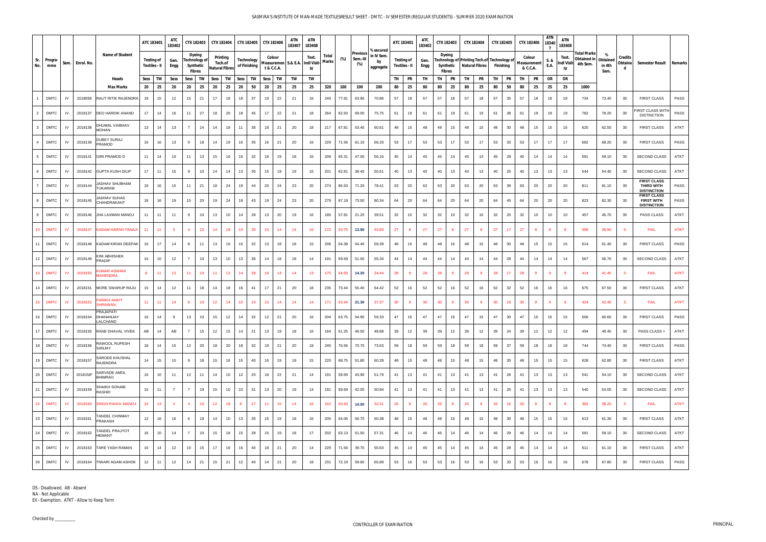SASMIRA'S INSTITUTE OF MAN-MADE TEXTILESRESULT SHEET - DMTC - IV SEMESTER (REGULAR STUDENTS) - SUMMER 2020 EXAMINATION

| Sr. No. | Progra-mme | Sem. | Enrol. No. | Name of Student | ATC 183401 | | ATC 183402 | CTX 182403 | | CTX 182404 | | CTX 182405 | | CTX 182406 | | ATN 183407 | ATN 183408 | Total Marks | (%) | Previous Sem.-III (%) | % secured in IV Sem. by aggregate | ATC 183401 | | ATC 183402 | CTX 182403 | | CTX 182404 | | CTX 182405 | | CTX 182406 | | ATN 183407 | ATN 183408 | Total Marks Obtained in 4th Sem. | % Obtained in 4th Sem. | Credits Obtained | Semester Result | Remarks |
|---|---|---|---|---|---|---|---|---|---|---|---|---|---|---|---|---|---|---|---|---|---|---|---|---|---|---|---|---|---|---|---|---|---|---|---|---|---|---|---|
| | | | | | Testing of Textiles - II | | Gen. Engg | Dyeing Technology of Synthetic Fibres | | Printing Tech.of Natural Fibres | | Technology of Finishing | | Colour Measurement t & C.C.A. | | S.& E.A. | Text. Indl Visit-IV | | | | | Testing of Textiles - II | | Gen. Engg | Dyeing Technology of Synthetic Fibres | | Printing Tech.of Natural Fibres | | Technology of Finishing | | Colour Measurement & C.C.A. | | S. & E.A. | Text. Indl Visit-IV | | | | | |
| | | | | Heads | Sess | TW | Sess | Sess | TW | Sess | TW | Sess | TW | Sess | TW | TW | TW | | | | | TH | PR | TH | TH | PR | TH | PR | TH | PR | TH | PR | OR | OR | | | | | |
| | | | | Max Marks | 20 | 25 | 20 | 20 | 25 | 20 | 25 | 20 | 50 | 20 | 25 | 25 | 25 | 320 | 100 | 100 | 200 | 80 | 25 | 80 | 80 | 25 | 80 | 25 | 80 | 50 | 80 | 25 | 25 | 25 | 1000 | | | | |
| 1 | DMTC | IV | 2018058 | RAUT RITIK RAJENDRA | 18 | 15 | 12 | 15 | 21 | 17 | 18 | 18 | 37 | 19 | 22 | 21 | 16 | 249 | 77.81 | 63.90 | 70.86 | 57 | 18 | 57 | 57 | 18 | 57 | 18 | 57 | 35 | 57 | 18 | 18 | 18 | 734 | 73.40 | 30 | FIRST CLASS | PASS |
| 2 | DMTC | IV | 2018137 | DEO HARDIK ANAND | 17 | 14 | 16 | 11 | 27 | 18 | 20 | 18 | 45 | 17 | 22 | 21 | 18 | 264 | 82.50 | 69.00 | 75.75 | 61 | 19 | 61 | 61 | 19 | 61 | 19 | 61 | 38 | 61 | 19 | 19 | 19 | 782 | 78.20 | 30 | FIRST CLASS WITH DISTINCTION | PASS |
| 3 | DMTC | IV | 2018138 | DHUMAL VAIBHAV MOHAN | 13 | 14 | 13 | 7 | 14 | 14 | 18 | 11 | 36 | 18 | 21 | 20 | 18 | 217 | 67.81 | 53.40 | 60.61 | 48 | 15 | 48 | 48 | 15 | 48 | 15 | 48 | 30 | 48 | 15 | 15 | 15 | 625 | 62.50 | 30 | FIRST CLASS | ATKT |
| 4 | DMTC | IV | 2018139 | DUBEY SURAJ PRAMOD | 16 | 16 | 13 | 9 | 18 | 14 | 19 | 16 | 35 | 16 | 21 | 20 | 16 | 229 | 71.56 | 61.10 | 66.33 | 53 | 17 | 53 | 53 | 17 | 53 | 17 | 53 | 33 | 53 | 17 | 17 | 17 | 682 | 68.20 | 30 | FIRST CLASS | PASS |
| 5 | DMTC | IV | 2018141 | GIRI PRAMOD D | 11 | 14 | 10 | 11 | 13 | 15 | 16 | 16 | 32 | 18 | 19 | 18 | 16 | 209 | 65.31 | 47.00 | 56.16 | 45 | 14 | 45 | 45 | 14 | 45 | 14 | 45 | 28 | 45 | 14 | 14 | 14 | 591 | 59.10 | 30 | SECOND CLASS | ATKT |
| 6 | DMTC | IV | 2018142 | GUPTA KUSH DILIP | 17 | 11 | 15 | 9 | 10 | 14 | 14 | 13 | 30 | 15 | 19 | 19 | 15 | 201 | 62.81 | 38.40 | 50.61 | 40 | 13 | 40 | 40 | 13 | 40 | 13 | 40 | 25 | 40 | 13 | 13 | 13 | 544 | 54.40 | 30 | SECOND CLASS | ATKT |
| 7 | DMTC | IV | 2018144 | JADHAV SHUBHAM TUKARAM | 19 | 16 | 15 | 11 | 21 | 18 | 24 | 19 | 44 | 20 | 24 | 23 | 20 | 274 | 85.63 | 71.20 | 78.41 | 63 | 20 | 63 | 63 | 20 | 63 | 20 | 63 | 39 | 63 | 20 | 20 | 20 | 811 | 81.10 | 30 | FIRST CLASS THIRD WITH DISTINCTION | PASS |
| 8 | DMTC | IV | 2018145 | JADHAV SUHAS CHANDRAKANT | 18 | 16 | 19 | 15 | 20 | 19 | 24 | 19 | 43 | 19 | 24 | 23 | 20 | 279 | 87.19 | 73.50 | 80.34 | 64 | 20 | 64 | 64 | 20 | 64 | 20 | 64 | 40 | 64 | 20 | 20 | 20 | 823 | 82.30 | 30 | FIRST CLASS FIRST WITH DISTINCTION | PASS |
| 9 | DMTC | IV | 2018146 | JHA LAXMAN MANOJ | 11 | 11 | 11 | 9 | 10 | 13 | 10 | 14 | 28 | 13 | 20 | 19 | 16 | 185 | 57.81 | 21.20 | 39.51 | 32 | 10 | 32 | 32 | 10 | 32 | 10 | 32 | 20 | 32 | 10 | 10 | 10 | 457 | 45.70 | 30 | PASS CLASS | ATKT |
| 10 | DMTC | IV | 2018147 | KADAM HARSH TANAJI | 11 | 11 | 5 | 4 | 10 | 14 | 18 | 10 | 30 | 15 | 14 | 14 | 16 | 172 | 53.75 | 13.90 | 33.83 | 27 | 8 | 27 | 27 | 8 | 27 | 8 | 27 | 17 | 27 | 8 | 8 | 8 | 399 | 39.90 | 0 | FAIL | ATKT |
| 11 | DMTC | IV | 2018148 | KADAM KIRAN DEEPAK | 16 | 17 | 14 | 8 | 11 | 13 | 16 | 15 | 32 | 13 | 18 | 18 | 15 | 206 | 64.38 | 54.40 | 59.39 | 48 | 15 | 48 | 48 | 15 | 48 | 15 | 48 | 30 | 48 | 15 | 15 | 15 | 614 | 61.40 | 30 | FIRST CLASS | PASS |
| 12 | DMTC | IV | 2018149 | KINI ABHISHEK PRADIP | 16 | 10 | 12 | 7 | 10 | 13 | 10 | 13 | 36 | 14 | 18 | 18 | 14 | 191 | 59.69 | 51.00 | 55.34 | 44 | 14 | 44 | 44 | 14 | 44 | 14 | 44 | 28 | 44 | 14 | 14 | 14 | 567 | 56.70 | 30 | SECOND CLASS | ATKT |
| 13 | DMTC | IV | 2018150 | KUMAR ASWANI MAHENDRA | 8 | 11 | 12 | 11 | 10 | 11 | 13 | 14 | 28 | 16 | 14 | 14 | 13 | 175 | 54.69 | 14.20 | 34.44 | 28 | 9 | 28 | 28 | 9 | 28 | 9 | 28 | 17 | 28 | 9 | 9 | 9 | 414 | 41.40 | 0 | FAIL | ATKT |
| 14 | DMTC | IV | 2018151 | MORE SWARUP RAJU | 15 | 14 | 12 | 11 | 18 | 14 | 18 | 16 | 41 | 17 | 21 | 20 | 18 | 235 | 73.44 | 55.40 | 64.42 | 52 | 16 | 52 | 52 | 16 | 52 | 16 | 52 | 32 | 52 | 16 | 16 | 16 | 675 | 67.50 | 30 | FIRST CLASS | PASS |
| 15 | DMTC | IV | 2018152 | PARIKH ANKIT SHRAWAN | 11 | 11 | 14 | 8 | 10 | 12 | 14 | 10 | 24 | 15 | 14 | 14 | 14 | 171 | 53.44 | 21.30 | 37.37 | 30 | 9 | 30 | 30 | 9 | 30 | 9 | 30 | 19 | 30 | 9 | 9 | 9 | 424 | 42.40 | 0 | FAIL | ATKT |
| 16 | DMTC | IV | 2018154 | PRAJAPATI DHANANJAY LALCHAND | 16 | 14 | 9 | 13 | 10 | 15 | 12 | 14 | 32 | 12 | 21 | 20 | 16 | 204 | 63.75 | 54.90 | 59.33 | 47 | 15 | 47 | 47 | 15 | 47 | 15 | 47 | 30 | 47 | 15 | 15 | 15 | 606 | 60.60 | 30 | FIRST CLASS | PASS |
| 17 | DMTC | IV | 2018155 | RANE DHAVAL VIVEK | AB | 14 | AB | 7 | 15 | 12 | 15 | 14 | 21 | 13 | 19 | 18 | 16 | 164 | 51.25 | 46.50 | 48.88 | 39 | 12 | 39 | 39 | 12 | 39 | 12 | 39 | 24 | 39 | 12 | 12 | 12 | 494 | 49.40 | 30 | PASS CLASS + | ATKT |
| 18 | DMTC | IV | 2018156 | RAWOOL RUPESH SANJAY | 18 | 14 | 15 | 12 | 20 | 18 | 20 | 18 | 32 | 19 | 21 | 20 | 18 | 245 | 76.56 | 70.70 | 73.63 | 59 | 18 | 59 | 59 | 18 | 59 | 18 | 59 | 37 | 59 | 18 | 18 | 18 | 744 | 74.40 | 30 | FIRST CLASS | PASS |
| 19 | DMTC | IV | 2018157 | SARODE KHUSHAL RAJENDRA | 14 | 15 | 10 | 9 | 18 | 15 | 16 | 15 | 40 | 16 | 19 | 18 | 15 | 220 | 68.75 | 51.80 | 60.28 | 48 | 15 | 48 | 48 | 15 | 48 | 15 | 48 | 30 | 48 | 15 | 15 | 15 | 628 | 62.80 | 30 | FIRST CLASS | ATKT |
| 20 | DMTC | IV | 2018158* | SARVADE AMOL BHIMRAO | 16 | 10 | 11 | 12 | 11 | 14 | 10 | 12 | 20 | 18 | 22 | 21 | 14 | 191 | 59.69 | 43.90 | 51.79 | 41 | 13 | 41 | 41 | 13 | 41 | 13 | 41 | 26 | 41 | 13 | 13 | 13 | 541 | 54.10 | 30 | SECOND CLASS | ATKT |
| 21 | DMTC | IV | 2018159 | SHAIKH SOHAIB RASHID | 15 | 11 | 7 | 7 | 19 | 15 | 10 | 10 | 31 | 13 | 20 | 19 | 14 | 191 | 59.69 | 42.00 | 50.84 | 41 | 13 | 41 | 41 | 13 | 41 | 13 | 41 | 25 | 41 | 13 | 13 | 13 | 540 | 54.00 | 30 | SECOND CLASS | ATKT |
| 22 | DMTC | IV | 2018160 | SINGH RAHUL MANOJ | 10 | 13 | 4 | 4 | 10 | 12 | 18 | 8 | 27 | 11 | 15 | 14 | 16 | 162 | 50.63 | 14.00 | 32.31 | 26 | 8 | 26 | 26 | 8 | 26 | 8 | 26 | 16 | 26 | 8 | 8 | 8 | 382 | 38.20 | 0 | FAIL | ATKT |
| 23 | DMTC | IV | 2018161 | TANDEL CHINMAY PRAKASH | 12 | 16 | 16 | 6 | 19 | 14 | 10 | 13 | 30 | 16 | 19 | 18 | 16 | 205 | 64.06 | 56.70 | 60.38 | 48 | 15 | 48 | 48 | 15 | 48 | 15 | 48 | 30 | 48 | 15 | 15 | 15 | 613 | 61.30 | 30 | FIRST CLASS | ATKT |
| 24 | DMTC | IV | 2018162 | TANDEL PRAJYOT HEMANT | 16 | 10 | 14 | 7 | 10 | 15 | 18 | 15 | 28 | 15 | 19 | 18 | 17 | 202 | 63.13 | 51.50 | 57.31 | 46 | 14 | 46 | 46 | 14 | 46 | 14 | 46 | 29 | 46 | 14 | 14 | 14 | 591 | 59.10 | 30 | SECOND CLASS | ATKT |
| 25 | DMTC | IV | 2018163 | TARE YASH RAMAN | 16 | 14 | 12 | 10 | 15 | 17 | 16 | 16 | 40 | 18 | 21 | 20 | 14 | 229 | 71.56 | 39.70 | 55.63 | 45 | 14 | 45 | 45 | 14 | 45 | 14 | 45 | 28 | 45 | 14 | 14 | 14 | 611 | 61.10 | 30 | FIRST CLASS | ATKT |
| 26 | DMTC | IV | 2018164 | TIWARI AGAM ASHOK | 12 | 11 | 12 | 14 | 21 | 15 | 21 | 12 | 40 | 14 | 21 | 20 | 18 | 231 | 72.19 | 59.60 | 65.89 | 53 | 16 | 53 | 53 | 16 | 53 | 16 | 53 | 33 | 53 | 16 | 16 | 16 | 678 | 67.80 | 30 | FIRST CLASS | PASS |

DS - Disallowed, AB - Absent
NA - Not Applicable
EX - Exemption, ATKT - Allow to Keep Term

Checked by _________

CONTROLLER OF EXAMINATION

PRINCIPAL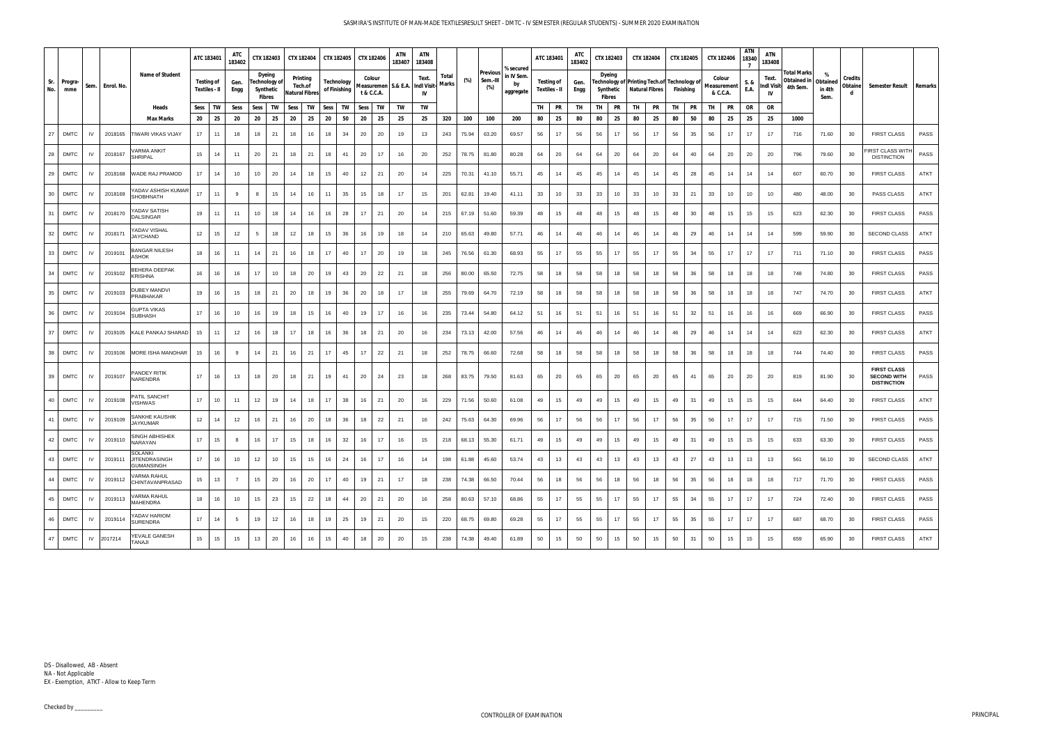SASMIRA'S INSTITUTE OF MAN-MADE TEXTILESRESULT SHEET - DMTC - IV SEMESTER (REGULAR STUDENTS) - SUMMER 2020 EXAMINATION

| Sr. No. | Progra-mme | Sem. | Enrol. No. | Name of Student | ATC 183401 Testing of Textiles - II | | ATC 183402 Gen. Engg | CTX 182403 Dyeing Technology of Synthetic Fibres | | CTX 182404 Printing Tech.of Natural Fibres | | CTX 182405 Technology of Finishing | | CTX 182406 Colour Measurement t & C.C.A. | | ATN 183407 S.& E.A. | ATN 183408 Text. Indl Visit-IV | Total Marks | (%) | Previous Sem.-III (%) | % secured in IV Sem. by aggregate | ATC 183401 Testing of Textiles - II | | ATC 183402 Gen. Engg | CTX 182403 Dyeing Technology of Synthetic Fibres | | CTX 182404 Printing Tech.of Natural Fibres | | CTX 182405 Technology of Finishing | | CTX 182406 Colour Measurement & C.C.A. | | ATN 183407 S.& E.A. | ATN 183408 Text. Indl Visit IV | Total Marks Obtained in 4th Sem. | % Obtained in 4th Sem. | Credits Obtained | Semester Result | Remarks |
|---|---|---|---|---|---|---|---|---|---|---|---|---|---|---|---|---|---|---|---|---|---|---|---|---|---|---|---|---|---|---|---|---|---|---|---|---|---|---|---|---|---|---|
| | | | | Heads | Sess | TW | Sess | Sess | TW | Sess | TW | Sess | TW | Sess | TW | TW | TW | | | | | TH | PR | TH | TH | PR | TH | PR | TH | PR | TH | PR | OR | OR | | | | | |
| | | | | Max Marks | 20 | 25 | 20 | 20 | 25 | 20 | 25 | 20 | 50 | 20 | 25 | 25 | 25 | 320 | 100 | 100 | 200 | 80 | 25 | 80 | 80 | 25 | 80 | 25 | 80 | 50 | 80 | 25 | 25 | 25 | 1000 | | | | |
| 27 | DMTC | IV | 2018165 | TIWARI VIKAS VIJAY | 17 | 11 | 18 | 18 | 21 | 18 | 16 | 18 | 34 | 20 | 20 | 19 | 13 | 243 | 75.94 | 63.20 | 69.57 | 56 | 17 | 56 | 56 | 17 | 56 | 17 | 56 | 35 | 56 | 17 | 17 | 17 | 716 | 71.60 | 30 | FIRST CLASS | PASS |
| 28 | DMTC | IV | 2018167 | VARMA ANKIT SHRIPAL | 15 | 14 | 11 | 20 | 21 | 18 | 21 | 18 | 41 | 20 | 17 | 16 | 20 | 252 | 78.75 | 81.80 | 80.28 | 64 | 20 | 64 | 64 | 20 | 64 | 20 | 64 | 40 | 64 | 20 | 20 | 20 | 796 | 79.60 | 30 | FIRST CLASS WITH DISTINCTION | PASS |
| 29 | DMTC | IV | 2018168 | WADE RAJ PRAMOD | 17 | 14 | 10 | 10 | 20 | 14 | 18 | 15 | 40 | 12 | 21 | 20 | 14 | 225 | 70.31 | 41.10 | 55.71 | 45 | 14 | 45 | 45 | 14 | 45 | 14 | 45 | 28 | 45 | 14 | 14 | 14 | 607 | 60.70 | 30 | FIRST CLASS | ATKT |
| 30 | DMTC | IV | 2018169 | YADAV ASHISH KUMAR SHOBHNATH | 17 | 11 | 9 | 8 | 15 | 14 | 16 | 11 | 35 | 15 | 18 | 17 | 15 | 201 | 62.81 | 19.40 | 41.11 | 33 | 10 | 33 | 33 | 10 | 33 | 10 | 33 | 21 | 33 | 10 | 10 | 10 | 480 | 48.00 | 30 | PASS CLASS | ATKT |
| 31 | DMTC | IV | 2018170 | YADAV SATISH DALSINGAR | 19 | 11 | 11 | 10 | 18 | 14 | 16 | 16 | 28 | 17 | 21 | 20 | 14 | 215 | 67.19 | 51.60 | 59.39 | 48 | 15 | 48 | 48 | 15 | 48 | 15 | 48 | 30 | 48 | 15 | 15 | 15 | 623 | 62.30 | 30 | FIRST CLASS | PASS |
| 32 | DMTC | IV | 2018171 | YADAV VISHAL JAYCHAND | 12 | 15 | 12 | 5 | 18 | 12 | 18 | 15 | 36 | 16 | 19 | 18 | 14 | 210 | 65.63 | 49.80 | 57.71 | 46 | 14 | 46 | 46 | 14 | 46 | 14 | 46 | 29 | 46 | 14 | 14 | 14 | 599 | 59.90 | 30 | SECOND CLASS | ATKT |
| 33 | DMTC | IV | 2019101 | BANGAR NILESH ASHOK | 18 | 16 | 11 | 14 | 21 | 16 | 18 | 17 | 40 | 17 | 20 | 19 | 18 | 245 | 76.56 | 61.30 | 68.93 | 55 | 17 | 55 | 55 | 17 | 55 | 17 | 55 | 34 | 55 | 17 | 17 | 17 | 711 | 71.10 | 30 | FIRST CLASS | PASS |
| 34 | DMTC | IV | 2019102 | BEHERA DEEPAK KRISHNA | 16 | 16 | 16 | 17 | 10 | 18 | 20 | 19 | 43 | 20 | 22 | 21 | 18 | 256 | 80.00 | 65.50 | 72.75 | 58 | 18 | 58 | 58 | 18 | 58 | 18 | 58 | 36 | 58 | 18 | 18 | 18 | 748 | 74.80 | 30 | FIRST CLASS | PASS |
| 35 | DMTC | IV | 2019103 | DUBEY MANDVI PRABHAKAR | 19 | 16 | 15 | 18 | 21 | 20 | 18 | 19 | 36 | 20 | 18 | 17 | 18 | 255 | 79.69 | 64.70 | 72.19 | 58 | 18 | 58 | 58 | 18 | 58 | 18 | 58 | 36 | 58 | 18 | 18 | 18 | 747 | 74.70 | 30 | FIRST CLASS | ATKT |
| 36 | DMTC | IV | 2019104 | GUPTA VIKAS SUBHASH | 17 | 16 | 10 | 16 | 19 | 18 | 15 | 16 | 40 | 19 | 17 | 16 | 16 | 235 | 73.44 | 54.80 | 64.12 | 51 | 16 | 51 | 51 | 16 | 51 | 16 | 51 | 32 | 51 | 16 | 16 | 16 | 669 | 66.90 | 30 | FIRST CLASS | PASS |
| 37 | DMTC | IV | 2019105 | KALE PANKAJ SHARAD | 15 | 11 | 12 | 16 | 18 | 17 | 18 | 16 | 36 | 18 | 21 | 20 | 16 | 234 | 73.13 | 42.00 | 57.56 | 46 | 14 | 46 | 46 | 14 | 46 | 14 | 46 | 29 | 46 | 14 | 14 | 14 | 623 | 62.30 | 30 | FIRST CLASS | ATKT |
| 38 | DMTC | IV | 2019106 | MORE ISHA MANOHAR | 15 | 16 | 9 | 14 | 21 | 16 | 21 | 17 | 45 | 17 | 22 | 21 | 18 | 252 | 78.75 | 66.60 | 72.68 | 58 | 18 | 58 | 58 | 18 | 58 | 18 | 58 | 36 | 58 | 18 | 18 | 18 | 744 | 74.40 | 30 | FIRST CLASS | PASS |
| 39 | DMTC | IV | 2019107 | PANDEY RITIK NARENDRA | 17 | 16 | 13 | 18 | 20 | 18 | 21 | 19 | 41 | 20 | 24 | 23 | 18 | 268 | 83.75 | 79.50 | 81.63 | 65 | 20 | 65 | 65 | 20 | 65 | 20 | 65 | 41 | 65 | 20 | 20 | 20 | 819 | 81.90 | 30 | FIRST CLASS SECOND WITH DISTINCTION | PASS |
| 40 | DMTC | IV | 2019108 | PATIL SANCHIT VISHWAS | 17 | 10 | 11 | 12 | 19 | 14 | 18 | 17 | 38 | 16 | 21 | 20 | 16 | 229 | 71.56 | 50.60 | 61.08 | 49 | 15 | 49 | 49 | 15 | 49 | 15 | 49 | 31 | 49 | 15 | 15 | 15 | 644 | 64.40 | 30 | FIRST CLASS | ATKT |
| 41 | DMTC | IV | 2019109 | SANKHE KAUSHIK JAYKUMAR | 12 | 14 | 12 | 16 | 21 | 16 | 20 | 18 | 36 | 18 | 22 | 21 | 16 | 242 | 75.63 | 64.30 | 69.96 | 56 | 17 | 56 | 56 | 17 | 56 | 17 | 56 | 35 | 56 | 17 | 17 | 17 | 715 | 71.50 | 30 | FIRST CLASS | PASS |
| 42 | DMTC | IV | 2019110 | SINGH ABHISHEK NARAYAN | 17 | 15 | 8 | 16 | 17 | 15 | 18 | 16 | 32 | 16 | 17 | 16 | 15 | 218 | 68.13 | 55.30 | 61.71 | 49 | 15 | 49 | 49 | 15 | 49 | 15 | 49 | 31 | 49 | 15 | 15 | 15 | 633 | 63.30 | 30 | FIRST CLASS | PASS |
| 43 | DMTC | IV | 2019111 | SOLANKI JITENDRASINGH GUMANSINGH | 17 | 16 | 10 | 12 | 10 | 15 | 15 | 16 | 24 | 16 | 17 | 16 | 14 | 198 | 61.88 | 45.60 | 53.74 | 43 | 13 | 43 | 43 | 13 | 43 | 13 | 43 | 27 | 43 | 13 | 13 | 13 | 561 | 56.10 | 30 | SECOND CLASS | ATKT |
| 44 | DMTC | IV | 2019112 | VARMA RAHUL CHINTAVANPRASAD | 15 | 13 | 7 | 15 | 20 | 16 | 20 | 17 | 40 | 19 | 21 | 17 | 18 | 238 | 74.38 | 66.50 | 70.44 | 56 | 18 | 56 | 56 | 18 | 56 | 18 | 56 | 35 | 56 | 18 | 18 | 18 | 717 | 71.70 | 30 | FIRST CLASS | PASS |
| 45 | DMTC | IV | 2019113 | VARMA RAHUL MAHENDRA | 18 | 16 | 10 | 15 | 23 | 15 | 22 | 18 | 44 | 20 | 21 | 20 | 16 | 258 | 80.63 | 57.10 | 68.86 | 55 | 17 | 55 | 55 | 17 | 55 | 17 | 55 | 34 | 55 | 17 | 17 | 17 | 724 | 72.40 | 30 | FIRST CLASS | PASS |
| 46 | DMTC | IV | 2019114 | YADAV HARIOM SURENDRA | 17 | 14 | 5 | 19 | 12 | 16 | 18 | 19 | 25 | 19 | 21 | 20 | 15 | 220 | 68.75 | 69.80 | 69.28 | 55 | 17 | 55 | 55 | 17 | 55 | 17 | 55 | 35 | 55 | 17 | 17 | 17 | 687 | 68.70 | 30 | FIRST CLASS | PASS |
| 47 | DMTC | IV | 2017214 | YEVALE GANESH TANAJI | 15 | 15 | 15 | 13 | 20 | 16 | 16 | 15 | 40 | 18 | 20 | 20 | 15 | 238 | 74.38 | 49.40 | 61.89 | 50 | 15 | 50 | 50 | 15 | 50 | 15 | 50 | 31 | 50 | 15 | 15 | 15 | 659 | 65.90 | 30 | FIRST CLASS | ATKT |

DS - Disallowed, AB - Absent
NA - Not Applicable
EX - Exemption, ATKT - Allow to Keep Term

Checked by ________

CONTROLLER OF EXAMINATION

PRINCIPAL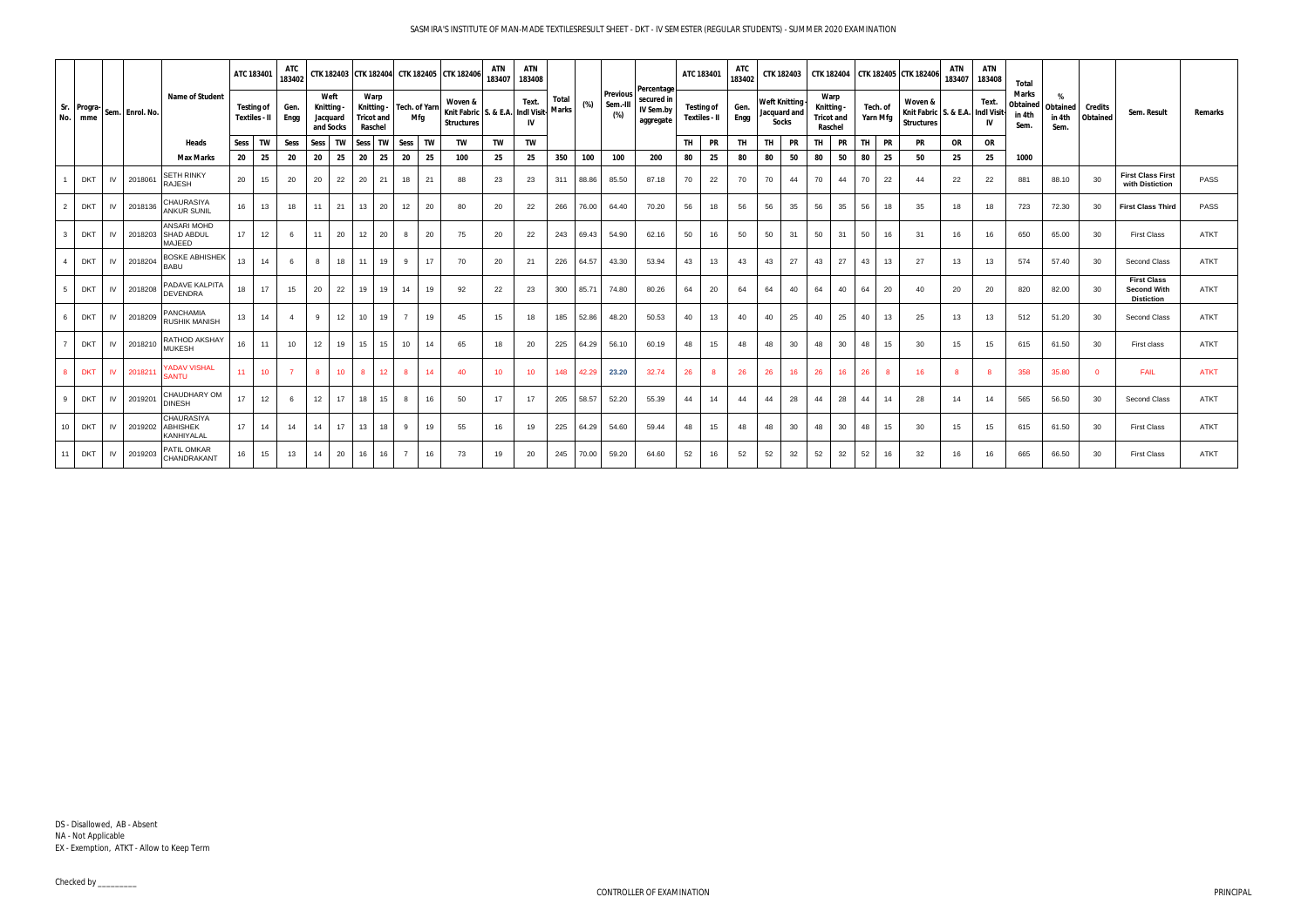SASMIRA'S INSTITUTE OF MAN-MADE TEXTILESRESULT SHEET - DKT - IV SEMESTER (REGULAR STUDENTS) - SUMMER 2020 EXAMINATION

| Sr. No. | Progra-mme | Sem. | Enrol. No. | Name of Student | ATC 183401 Testing of Textiles - II | | ATC 183402 Gen. Engg | CTK 182403 Weft Knitting - Jacquard and Socks | | CTK 182404 Warp Knitting - Tricot and Raschel | | CTK 182405 Tech. of Yarn Mfg | | CTK 182406 Woven & Knit Fabric Structures | ATN 183407 S. & E.A. | ATN 183408 Text. Indl Visit-IV | Total Marks | (%) | Previous Sem.-III (%) | Percentage secured in IV Sem.by aggregate | ATC 183401 Testing of Textiles - II | | ATC 183402 Gen. Engg | CTK 182403 Weft Knitting - Jacquard and Socks | | CTK 182404 Warp Knitting - Tricot and Raschel | | CTK 182405 Tech. of Yarn Mfg | | CTK 182406 Woven & Knit Fabric Structures | ATN 183407 S. & E.A. | ATN 183408 Text. Indl Visit-IV | Total Marks Obtained in 4th Sem. | % Obtained in 4th Sem. | Credits Obtained | Sem. Result | Remarks |
|---|---|---|---|---|---|---|---|---|---|---|---|---|---|---|---|---|---|---|---|---|---|---|---|---|---|---|---|---|---|---|---|---|---|---|---|---|---|---|---|
| | | | | Heads | Sess | TW | Sess | Sess | TW | Sess | TW | Sess | TW | TW | TW | TW | | | | | TH | PR | TH | TH | PR | TH | PR | TH | PR | PR | OR | OR | | | | | |
| | | | | Max Marks | 20 | 25 | 20 | 20 | 25 | 20 | 25 | 20 | 25 | 100 | 25 | 25 | 350 | 100 | 100 | 200 | 80 | 25 | 80 | 80 | 50 | 80 | 50 | 80 | 25 | 50 | 25 | 25 | 1000 | | | | |
| 1 | DKT | IV | 2018061 | SETH RINKY RAJESH | 20 | 15 | 20 | 20 | 22 | 20 | 21 | 18 | 21 | 88 | 23 | 23 | 311 | 88.86 | 85.50 | 87.18 | 70 | 22 | 70 | 70 | 44 | 70 | 44 | 70 | 22 | 44 | 22 | 22 | 881 | 88.10 | 30 | First Class First with Distiction | PASS |
| 2 | DKT | IV | 2018136 | CHAURASIYA ANKUR SUNIL | 16 | 13 | 18 | 11 | 21 | 13 | 20 | 12 | 20 | 80 | 20 | 22 | 266 | 76.00 | 64.40 | 70.20 | 56 | 18 | 56 | 56 | 35 | 56 | 35 | 56 | 18 | 35 | 18 | 18 | 723 | 72.30 | 30 | First Class Third | PASS |
| 3 | DKT | IV | 2018203 | ANSARI MOHD SHAD ABDUL MAJEED | 17 | 12 | 6 | 11 | 20 | 12 | 20 | 8 | 20 | 75 | 20 | 22 | 243 | 69.43 | 54.90 | 62.16 | 50 | 16 | 50 | 50 | 31 | 50 | 31 | 50 | 16 | 31 | 16 | 16 | 650 | 65.00 | 30 | First Class | ATKT |
| 4 | DKT | IV | 2018204 | BOSKE ABHISHEK BABU | 13 | 14 | 6 | 8 | 18 | 11 | 19 | 9 | 17 | 70 | 20 | 21 | 226 | 64.57 | 43.30 | 53.94 | 43 | 13 | 43 | 43 | 27 | 43 | 27 | 43 | 13 | 27 | 13 | 13 | 574 | 57.40 | 30 | Second Class | ATKT |
| 5 | DKT | IV | 2018208 | PADAVE KALPITA DEVENDRA | 18 | 17 | 15 | 20 | 22 | 19 | 19 | 14 | 19 | 92 | 22 | 23 | 300 | 85.71 | 74.80 | 80.26 | 64 | 20 | 64 | 64 | 40 | 64 | 40 | 64 | 20 | 40 | 20 | 20 | 820 | 82.00 | 30 | First Class Second With Distiction | ATKT |
| 6 | DKT | IV | 2018209 | PANCHAMIA RUSHIK MANISH | 13 | 14 | 4 | 9 | 12 | 10 | 19 | 7 | 19 | 45 | 15 | 18 | 185 | 52.86 | 48.20 | 50.53 | 40 | 13 | 40 | 40 | 25 | 40 | 25 | 40 | 13 | 25 | 13 | 13 | 512 | 51.20 | 30 | Second Class | ATKT |
| 7 | DKT | IV | 2018210 | RATHOD AKSHAY MUKESH | 16 | 11 | 10 | 12 | 19 | 15 | 15 | 10 | 14 | 65 | 18 | 20 | 225 | 64.29 | 56.10 | 60.19 | 48 | 15 | 48 | 48 | 30 | 48 | 30 | 48 | 15 | 30 | 15 | 15 | 615 | 61.50 | 30 | First class | ATKT |
| 8 | DKT | IV | 2018211 | YADAV VISHAL SANTU | 11 | 10 | 7 | 8 | 10 | 8 | 12 | 8 | 14 | 40 | 10 | 10 | 148 | 42.29 | 23.20 | 32.74 | 26 | 8 | 26 | 26 | 16 | 26 | 16 | 26 | 8 | 16 | 8 | 8 | 358 | 35.80 | 0 | FAIL | ATKT |
| 9 | DKT | IV | 2019201 | CHAUDHARY OM DINESH | 17 | 12 | 6 | 12 | 17 | 18 | 15 | 8 | 16 | 50 | 17 | 17 | 205 | 58.57 | 52.20 | 55.39 | 44 | 14 | 44 | 44 | 28 | 44 | 28 | 44 | 14 | 28 | 14 | 14 | 565 | 56.50 | 30 | Second Class | ATKT |
| 10 | DKT | IV | 2019202 | CHAURASIYA ABHISHEK KANHIYALAL | 17 | 14 | 14 | 14 | 17 | 13 | 18 | 9 | 19 | 55 | 16 | 19 | 225 | 64.29 | 54.60 | 59.44 | 48 | 15 | 48 | 48 | 30 | 48 | 30 | 48 | 15 | 30 | 15 | 15 | 615 | 61.50 | 30 | First Class | ATKT |
| 11 | DKT | IV | 2019203 | PATIL OMKAR CHANDRAKANT | 16 | 15 | 13 | 14 | 20 | 16 | 16 | 7 | 16 | 73 | 19 | 20 | 245 | 70.00 | 59.20 | 64.60 | 52 | 16 | 52 | 52 | 32 | 52 | 32 | 52 | 16 | 32 | 16 | 16 | 665 | 66.50 | 30 | First Class | ATKT |

DS - Disallowed, AB - Absent
NA - Not Applicable
EX - Exemption, ATKT - Allow to Keep Term

Checked by ________

CONTROLLER OF EXAMINATION

PRINCIPAL